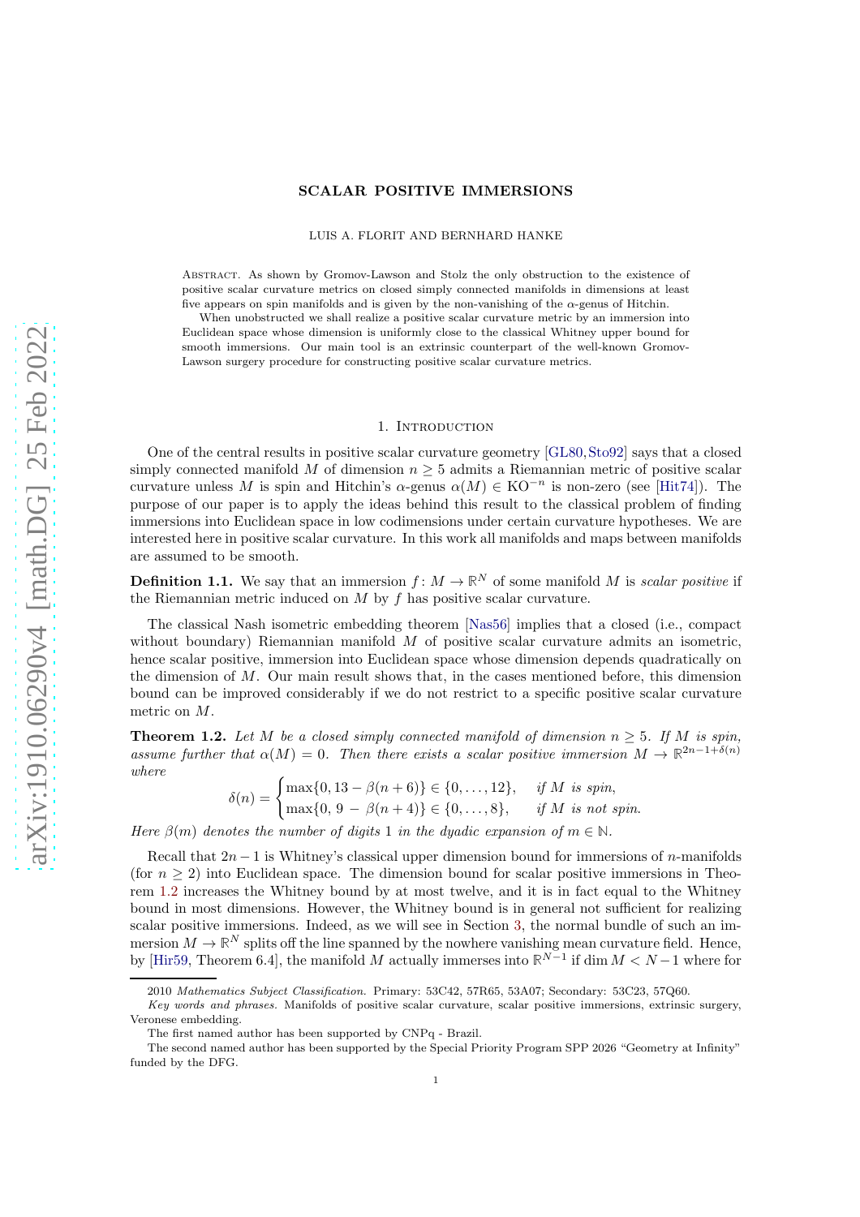# SCALAR POSITIVE IMMERSIONS

LUIS A. FLORIT AND BERNHARD HANKE

Abstract. As shown by Gromov-Lawson and Stolz the only obstruction to the existence of positive scalar curvature metrics on closed simply connected manifolds in dimensions at least five appears on spin manifolds and is given by the non-vanishing of the $\alpha$-genus of Hitchin.

When unobstructed we shall realize a positive scalar curvature metric by an immersion into Euclidean space whose dimension is uniformly close to the classical Whitney upper bound for smooth immersions. Our main tool is an extrinsic counterpart of the well-known Gromov-Lawson surgery procedure for constructing positive scalar curvature metrics.

## 1. Introduction

One of the central results in positive scalar curvature geometry [GL80, Sto92] says that a closed simply connected manifold $M$ of dimension $n \geq 5$ admits a Riemannian metric of positive scalar curvature unless $M$ is spin and Hitchin's $\alpha$-genus $\alpha(M) \in \mathrm{KO}^{-n}$ is non-zero (see [Hit74]). The purpose of our paper is to apply the ideas behind this result to the classical problem of finding immersions into Euclidean space in low codimensions under certain curvature hypotheses. We are interested here in positive scalar curvature. In this work all manifolds and maps between manifolds are assumed to be smooth.

**Definition 1.1.** We say that an immersion $f\colon M \to \mathbb{R}^N$ of some manifold $M$ is *scalar positive* if the Riemannian metric induced on $M$ by $f$ has positive scalar curvature.

The classical Nash isometric embedding theorem [Nas56] implies that a closed (i.e., compact without boundary) Riemannian manifold $M$ of positive scalar curvature admits an isometric, hence scalar positive, immersion into Euclidean space whose dimension depends quadratically on the dimension of $M$. Our main result shows that, in the cases mentioned before, this dimension bound can be improved considerably if we do not restrict to a specific positive scalar curvature metric on $M$.

**Theorem 1.2.** *Let $M$ be a closed simply connected manifold of dimension $n \geq 5$. If $M$ is spin, assume further that $\alpha(M) = 0$. Then there exists a scalar positive immersion $M \to \mathbb{R}^{2n-1+\delta(n)}$ where*

$$\delta(n) = \begin{cases} \max\{0, 13 - \beta(n+6)\} \in \{0, \ldots, 12\}, & \text{if } M \text{ is spin,} \\ \max\{0,\, 9 - \beta(n+4)\} \in \{0, \ldots, 8\}, & \text{if } M \text{ is not spin.} \end{cases}$$

*Here $\beta(m)$ denotes the number of digits 1 in the dyadic expansion of $m \in \mathbb{N}$.*

Recall that $2n-1$ is Whitney's classical upper dimension bound for immersions of $n$-manifolds (for $n \geq 2$) into Euclidean space. The dimension bound for scalar positive immersions in Theorem 1.2 increases the Whitney bound by at most twelve, and it is in fact equal to the Whitney bound in most dimensions. However, the Whitney bound is in general not sufficient for realizing scalar positive immersions. Indeed, as we will see in Section 3, the normal bundle of such an immersion $M \to \mathbb{R}^N$ splits off the line spanned by the nowhere vanishing mean curvature field. Hence, by [Hir59, Theorem 6.4], the manifold $M$ actually immerses into $\mathbb{R}^{N-1}$ if $\dim M < N-1$ where for

2010 *Mathematics Subject Classification.* Primary: 53C42, 57R65, 53A07; Secondary: 53C23, 57Q60.

*Key words and phrases.* Manifolds of positive scalar curvature, scalar positive immersions, extrinsic surgery, Veronese embedding.

The first named author has been supported by CNPq - Brazil.

The second named author has been supported by the Special Priority Program SPP 2026 "Geometry at Infinity" funded by the DFG.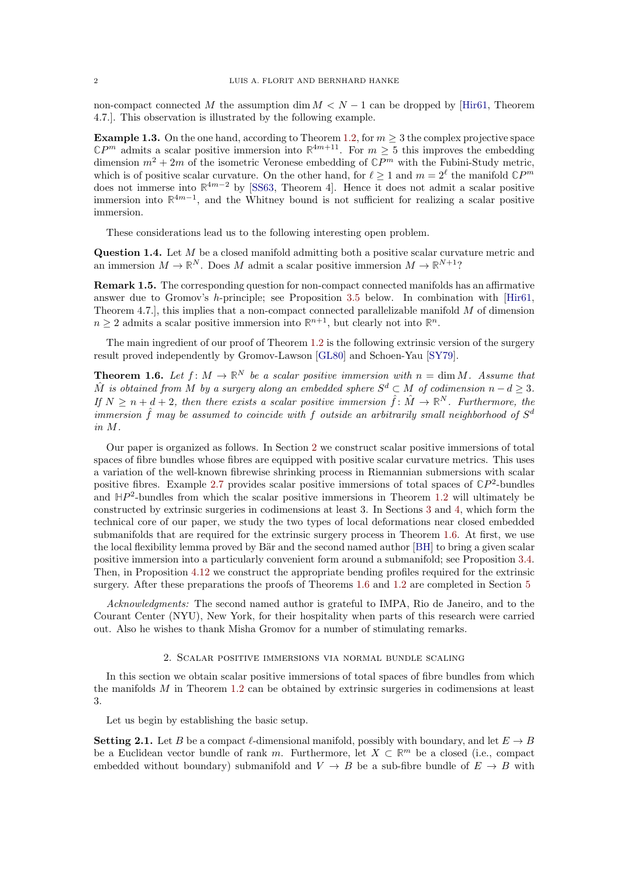non-compact connected $M$ the assumption $\dim M < N - 1$ can be dropped by [Hir61, Theorem 4.7.]. This observation is illustrated by the following example.

**Example 1.3.** On the one hand, according to Theorem 1.2, for $m \geq 3$ the complex projective space $\mathbb{C}P^m$ admits a scalar positive immersion into $\mathbb{R}^{4m+11}$. For $m \geq 5$ this improves the embedding dimension $m^2 + 2m$ of the isometric Veronese embedding of $\mathbb{C}P^m$ with the Fubini-Study metric, which is of positive scalar curvature. On the other hand, for $\ell \geq 1$ and $m = 2^\ell$ the manifold $\mathbb{C}P^m$ does not immerse into $\mathbb{R}^{4m-2}$ by [SS63, Theorem 4]. Hence it does not admit a scalar positive immersion into $\mathbb{R}^{4m-1}$, and the Whitney bound is not sufficient for realizing a scalar positive immersion.

These considerations lead us to the following interesting open problem.

**Question 1.4.** Let $M$ be a closed manifold admitting both a positive scalar curvature metric and an immersion $M \to \mathbb{R}^N$. Does $M$ admit a scalar positive immersion $M \to \mathbb{R}^{N+1}$?

**Remark 1.5.** The corresponding question for non-compact connected manifolds has an affirmative answer due to Gromov's $h$-principle; see Proposition 3.5 below. In combination with [Hir61, Theorem 4.7.], this implies that a non-compact connected parallelizable manifold $M$ of dimension $n \geq 2$ admits a scalar positive immersion into $\mathbb{R}^{n+1}$, but clearly not into $\mathbb{R}^n$.

The main ingredient of our proof of Theorem 1.2 is the following extrinsic version of the surgery result proved independently by Gromov-Lawson [GL80] and Schoen-Yau [SY79].

**Theorem 1.6.** *Let $f\colon M \to \mathbb{R}^N$ be a scalar positive immersion with $n = \dim M$. Assume that $\hat{M}$ is obtained from $M$ by a surgery along an embedded sphere $S^d \subset M$ of codimension $n - d \geq 3$. If $N \geq n + d + 2$, then there exists a scalar positive immersion $\hat{f}\colon \hat{M} \to \mathbb{R}^N$. Furthermore, the immersion $\hat{f}$ may be assumed to coincide with $f$ outside an arbitrarily small neighborhood of $S^d$ in $M$.*

Our paper is organized as follows. In Section 2 we construct scalar positive immersions of total spaces of fibre bundles whose fibres are equipped with positive scalar curvature metrics. This uses a variation of the well-known fibrewise shrinking process in Riemannian submersions with scalar positive fibres. Example 2.7 provides scalar positive immersions of total spaces of $\mathbb{C}P^2$-bundles and $\mathbb{H}P^2$-bundles from which the scalar positive immersions in Theorem 1.2 will ultimately be constructed by extrinsic surgeries in codimensions at least 3. In Sections 3 and 4, which form the technical core of our paper, we study the two types of local deformations near closed embedded submanifolds that are required for the extrinsic surgery process in Theorem 1.6. At first, we use the local flexibility lemma proved by Bär and the second named author [BH] to bring a given scalar positive immersion into a particularly convenient form around a submanifold; see Proposition 3.4. Then, in Proposition 4.12 we construct the appropriate bending profiles required for the extrinsic surgery. After these preparations the proofs of Theorems 1.6 and 1.2 are completed in Section 5

*Acknowledgments:* The second named author is grateful to IMPA, Rio de Janeiro, and to the Courant Center (NYU), New York, for their hospitality when parts of this research were carried out. Also he wishes to thank Misha Gromov for a number of stimulating remarks.

## 2. Scalar positive immersions via normal bundle scaling

In this section we obtain scalar positive immersions of total spaces of fibre bundles from which the manifolds $M$ in Theorem 1.2 can be obtained by extrinsic surgeries in codimensions at least 3.

Let us begin by establishing the basic setup.

**Setting 2.1.** Let $B$ be a compact $\ell$-dimensional manifold, possibly with boundary, and let $E \to B$ be a Euclidean vector bundle of rank $m$. Furthermore, let $X \subset \mathbb{R}^m$ be a closed (i.e., compact embedded without boundary) submanifold and $V \to B$ be a sub-fibre bundle of $E \to B$ with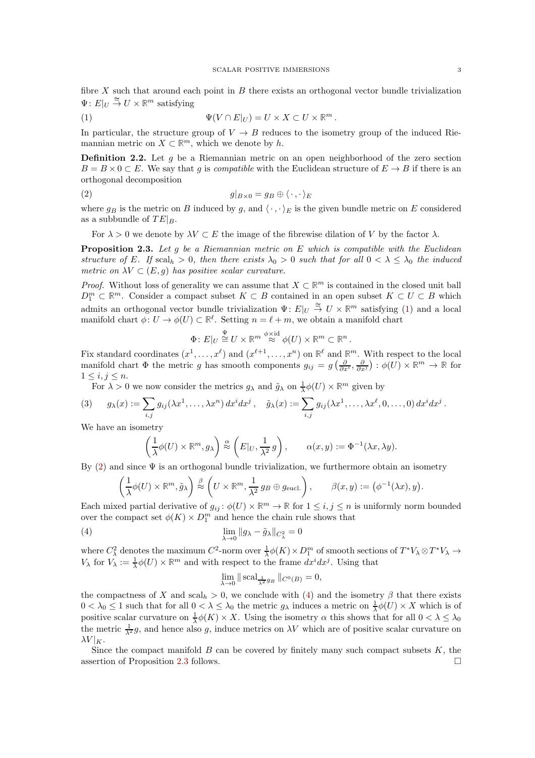fibre $X$ such that around each point in $B$ there exists an orthogonal vector bundle trivialization $\Psi\colon E|_U \xrightarrow{\cong} U \times \mathbb{R}^m$ satisfying

$$\Psi(V \cap E|_U) = U \times X \subset U \times \mathbb{R}^m\,. \tag{1}$$

In particular, the structure group of $V \to B$ reduces to the isometry group of the induced Riemannian metric on $X \subset \mathbb{R}^m$, which we denote by $h$.

**Definition 2.2.** Let $g$ be a Riemannian metric on an open neighborhood of the zero section $B = B \times 0 \subset E$. We say that $g$ is *compatible* with the Euclidean structure of $E \to B$ if there is an orthogonal decomposition

$$g|_{B\times 0} = g_B \oplus \langle \cdot , \cdot \rangle_E \tag{2}$$

where $g_B$ is the metric on $B$ induced by $g$, and $\langle \cdot, \cdot\rangle_E$ is the given bundle metric on $E$ considered as a subbundle of $TE|_B$.

For $\lambda > 0$ we denote by $\lambda V \subset E$ the image of the fibrewise dilation of $V$ by the factor $\lambda$.

**Proposition 2.3.** *Let $g$ be a Riemannian metric on $E$ which is compatible with the Euclidean structure of $E$. If $\mathrm{scal}_h > 0$, then there exists $\lambda_0 > 0$ such that for all $0 < \lambda \leq \lambda_0$ the induced metric on $\lambda V \subset (E, g)$ has positive scalar curvature.*

*Proof.* Without loss of generality we can assume that $X \subset \mathbb{R}^m$ is contained in the closed unit ball $D^m_1 \subset \mathbb{R}^m$. Consider a compact subset $K \subset B$ contained in an open subset $K \subset U \subset B$ which admits an orthogonal vector bundle trivialization $\Psi\colon E|_U \xrightarrow{\cong} U \times \mathbb{R}^m$ satisfying (1) and a local manifold chart $\phi\colon U \to \phi(U) \subset \mathbb{R}^\ell$. Setting $n = \ell + m$, we obtain a manifold chart

$$\Phi\colon E|_U \overset{\Psi}{\cong} U \times \mathbb{R}^m \overset{\phi\times \mathrm{id}}{\approx} \phi(U) \times \mathbb{R}^m \subset \mathbb{R}^n\,.$$

Fix standard coordinates $(x^1, \dots, x^\ell)$ and $(x^{\ell+1}, \dots, x^n)$ on $\mathbb{R}^\ell$ and $\mathbb{R}^m$. With respect to the local manifold chart $\Phi$ the metric $g$ has smooth components $g_{ij} = g\left(\frac{\partial}{\partial x^i}, \frac{\partial}{\partial x^j}\right) : \phi(U) \times \mathbb{R}^m \to \mathbb{R}$ for $1 \leq i, j \leq n$.

For $\lambda > 0$ we now consider the metrics $g_\lambda$ and $\tilde{g}_\lambda$ on $\frac{1}{\lambda}\phi(U) \times \mathbb{R}^m$ given by

$$g_\lambda(x) := \sum_{i,j} g_{ij}(\lambda x^1, \dots, \lambda x^n)\, dx^i dx^j\,, \quad \tilde{g}_\lambda(x) := \sum_{i,j} g_{ij}(\lambda x^1, \dots, \lambda x^\ell, 0, \dots, 0)\, dx^i dx^j\,. \tag{3}$$

We have an isometry

$$\left(\frac{1}{\lambda}\phi(U) \times \mathbb{R}^m, g_\lambda\right) \overset{\alpha}{\approx} \left(E|_U, \frac{1}{\lambda^2}\, g\right), \qquad \alpha(x, y) := \Phi^{-1}(\lambda x, \lambda y).$$

By (2) and since $\Psi$ is an orthogonal bundle trivialization, we furthermore obtain an isometry

$$\left(\frac{1}{\lambda}\phi(U) \times \mathbb{R}^m, \tilde{g}_\lambda\right) \overset{\beta}{\approx} \left(U \times \mathbb{R}^m, \frac{1}{\lambda^2}\, g_B \oplus g_{\mathrm{eucl.}}\right), \qquad \beta(x, y) := \big(\phi^{-1}(\lambda x), y\big).$$

Each mixed partial derivative of $g_{ij}\colon \phi(U) \times \mathbb{R}^m \to \mathbb{R}$ for $1 \leq i, j \leq n$ is uniformly norm bounded over the compact set $\phi(K) \times D^m_1$ and hence the chain rule shows that

$$\lim_{\lambda \to 0} \| g_\lambda - \tilde{g}_\lambda \|_{C^2_\lambda} = 0 \tag{4}$$

where $C^2_\lambda$ denotes the maximum $C^2$-norm over $\frac{1}{\lambda}\phi(K) \times D^m_1$ of smooth sections of $T^*V_\lambda \otimes T^*V_\lambda \to V_\lambda$ for $V_\lambda := \frac{1}{\lambda}\phi(U) \times \mathbb{R}^m$ and with respect to the frame $dx^i dx^j$. Using that

$$\lim_{\lambda \to 0} \| \, \mathrm{scal}_{\frac{1}{\lambda^2} g_B} \|_{C^0(B)} = 0,$$

the compactness of $X$ and $\mathrm{scal}_h > 0$, we conclude with (4) and the isometry $\beta$ that there exists $0 < \lambda_0 \leq 1$ such that for all $0 < \lambda \leq \lambda_0$ the metric $g_\lambda$ induces a metric on $\frac{1}{\lambda}\phi(U) \times X$ which is of positive scalar curvature on $\frac{1}{\lambda}\phi(K) \times X$. Using the isometry $\alpha$ this shows that for all $0 < \lambda \leq \lambda_0$ the metric $\frac{1}{\lambda^2} g$, and hence also $g$, induce metrics on $\lambda V$ which are of positive scalar curvature on $\lambda V|_K$.

Since the compact manifold $B$ can be covered by finitely many such compact subsets $K$, the assertion of Proposition 2.3 follows. □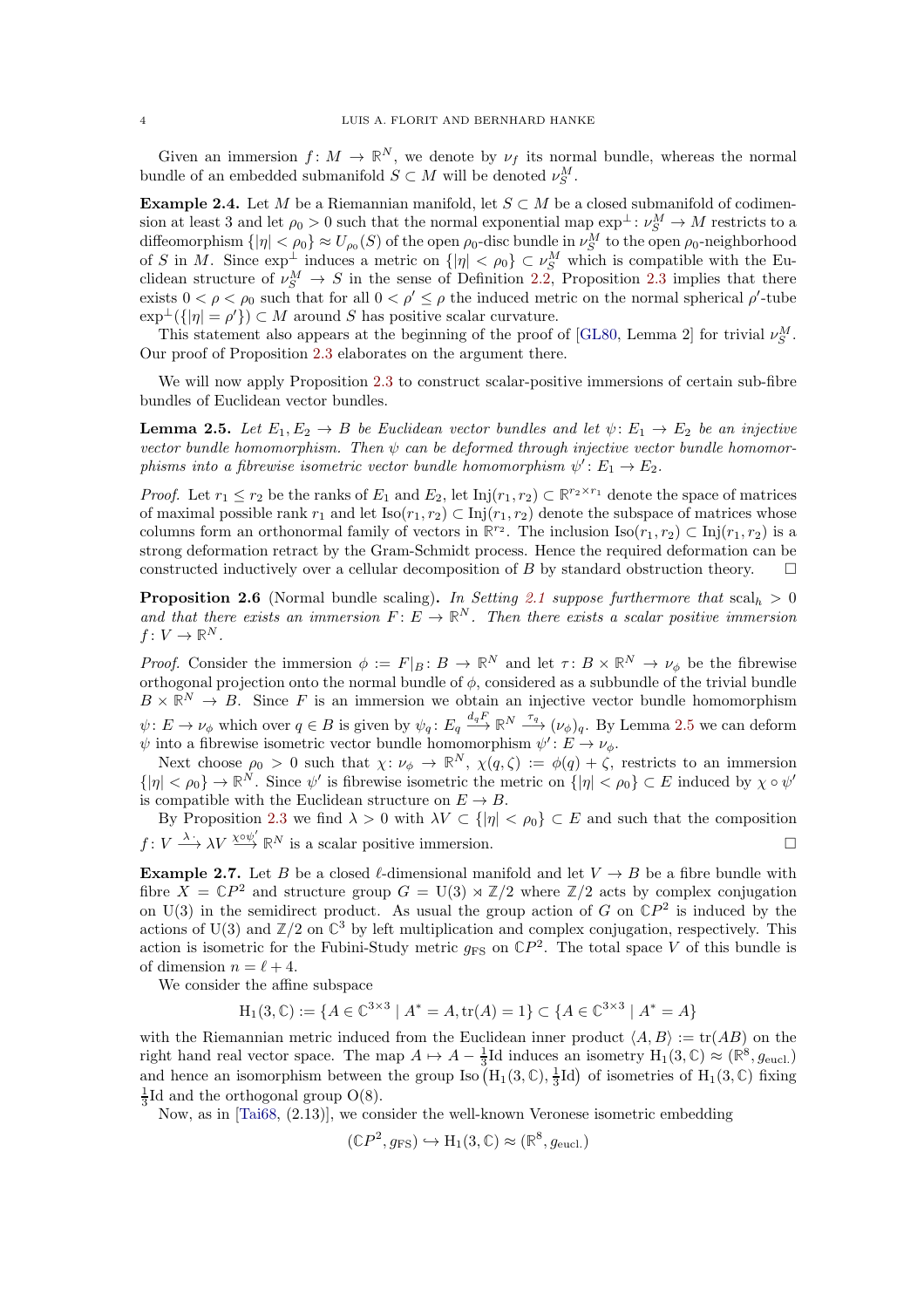Given an immersion $f\colon M \to \mathbb{R}^N$, we denote by $\nu_f$ its normal bundle, whereas the normal bundle of an embedded submanifold $S \subset M$ will be denoted $\nu_S^M$.

**Example 2.4.** Let $M$ be a Riemannian manifold, let $S \subset M$ be a closed submanifold of codimension at least 3 and let $\rho_0 > 0$ such that the normal exponential map $\exp^\perp\colon \nu_S^M \to M$ restricts to a diffeomorphism $\{|\eta| < \rho_0\} \approx U_{\rho_0}(S)$ of the open $\rho_0$-disc bundle in $\nu_S^M$ to the open $\rho_0$-neighborhood of $S$ in $M$. Since $\exp^\perp$ induces a metric on $\{|\eta| < \rho_0\} \subset \nu_S^M$ which is compatible with the Euclidean structure of $\nu_S^M \to S$ in the sense of Definition 2.2, Proposition 2.3 implies that there exists $0 < \rho < \rho_0$ such that for all $0 < \rho' \leq \rho$ the induced metric on the normal spherical $\rho'$-tube $\exp^\perp(\{|\eta| = \rho'\}) \subset M$ around $S$ has positive scalar curvature.

This statement also appears at the beginning of the proof of [GL80, Lemma 2] for trivial $\nu_S^M$. Our proof of Proposition 2.3 elaborates on the argument there.

We will now apply Proposition 2.3 to construct scalar-positive immersions of certain sub-fibre bundles of Euclidean vector bundles.

**Lemma 2.5.** *Let $E_1, E_2 \to B$ be Euclidean vector bundles and let $\psi\colon E_1 \to E_2$ be an injective vector bundle homomorphism. Then $\psi$ can be deformed through injective vector bundle homomorphisms into a fibrewise isometric vector bundle homomorphism $\psi'\colon E_1 \to E_2$.*

*Proof.* Let $r_1 \leq r_2$ be the ranks of $E_1$ and $E_2$, let $\mathrm{Inj}(r_1, r_2) \subset \mathbb{R}^{r_2 \times r_1}$ denote the space of matrices of maximal possible rank $r_1$ and let $\mathrm{Iso}(r_1, r_2) \subset \mathrm{Inj}(r_1, r_2)$ denote the subspace of matrices whose columns form an orthonormal family of vectors in $\mathbb{R}^{r_2}$. The inclusion $\mathrm{Iso}(r_1, r_2) \subset \mathrm{Inj}(r_1, r_2)$ is a strong deformation retract by the Gram-Schmidt process. Hence the required deformation can be constructed inductively over a cellular decomposition of $B$ by standard obstruction theory. $\square$

**Proposition 2.6** (Normal bundle scaling)**.** *In Setting 2.1 suppose furthermore that* $\mathrm{scal}_h > 0$ *and that there exists an immersion $F\colon E \to \mathbb{R}^N$. Then there exists a scalar positive immersion $f\colon V \to \mathbb{R}^N$.*

*Proof.* Consider the immersion $\phi := F|_B\colon B \to \mathbb{R}^N$ and let $\tau\colon B \times \mathbb{R}^N \to \nu_\phi$ be the fibrewise orthogonal projection onto the normal bundle of $\phi$, considered as a subbundle of the trivial bundle $B \times \mathbb{R}^N \to B$. Since $F$ is an immersion we obtain an injective vector bundle homomorphism $\psi\colon E \to \nu_\phi$ which over $q \in B$ is given by $\psi_q\colon E_q \xrightarrow{d_qF} \mathbb{R}^N \xrightarrow{\tau_q} (\nu_\phi)_q$. By Lemma 2.5 we can deform $\psi$ into a fibrewise isometric vector bundle homomorphism $\psi'\colon E \to \nu_\phi$.

Next choose $\rho_0 > 0$ such that $\chi\colon \nu_\phi \to \mathbb{R}^N$, $\chi(q, \zeta) := \phi(q) + \zeta$, restricts to an immersion $\{|\eta| < \rho_0\} \to \mathbb{R}^N$. Since $\psi'$ is fibrewise isometric the metric on $\{|\eta| < \rho_0\} \subset E$ induced by $\chi \circ \psi'$ is compatible with the Euclidean structure on $E \to B$.

By Proposition 2.3 we find $\lambda > 0$ with $\lambda V \subset \{|\eta| < \rho_0\} \subset E$ and such that the composition $f\colon V \xrightarrow{\lambda \cdot} \lambda V \xrightarrow{\chi \circ \psi'} \mathbb{R}^N$ is a scalar positive immersion. $\square$

**Example 2.7.** Let $B$ be a closed $\ell$-dimensional manifold and let $V \to B$ be a fibre bundle with fibre $X = \mathbb{C}P^2$ and structure group $G = \mathrm{U}(3) \rtimes \mathbb{Z}/2$ where $\mathbb{Z}/2$ acts by complex conjugation on $\mathrm{U}(3)$ in the semidirect product. As usual the group action of $G$ on $\mathbb{C}P^2$ is induced by the actions of $\mathrm{U}(3)$ and $\mathbb{Z}/2$ on $\mathbb{C}^3$ by left multiplication and complex conjugation, respectively. This action is isometric for the Fubini-Study metric $g_{\mathrm{FS}}$ on $\mathbb{C}P^2$. The total space $V$ of this bundle is of dimension $n = \ell + 4$.

We consider the affine subspace

$$\mathrm{H}_1(3, \mathbb{C}) := \{A \in \mathbb{C}^{3\times 3} \mid A^* = A, \mathrm{tr}(A) = 1\} \subset \{A \in \mathbb{C}^{3\times 3} \mid A^* = A\}$$

with the Riemannian metric induced from the Euclidean inner product $\langle A, B\rangle := \mathrm{tr}(AB)$ on the right hand real vector space. The map $A \mapsto A - \frac{1}{3}\mathrm{Id}$ induces an isometry $\mathrm{H}_1(3, \mathbb{C}) \approx (\mathbb{R}^8, g_{\mathrm{eucl.}})$ and hence an isomorphism between the group $\mathrm{Iso}\left(\mathrm{H}_1(3, \mathbb{C}), \frac{1}{3}\mathrm{Id}\right)$ of isometries of $\mathrm{H}_1(3, \mathbb{C})$ fixing $\frac{1}{3}\mathrm{Id}$ and the orthogonal group $\mathrm{O}(8)$.

Now, as in [Tai68, (2.13)], we consider the well-known Veronese isometric embedding

$$(\mathbb{C}P^2, g_{\mathrm{FS}}) \hookrightarrow \mathrm{H}_1(3, \mathbb{C}) \approx (\mathbb{R}^8, g_{\mathrm{eucl.}})$$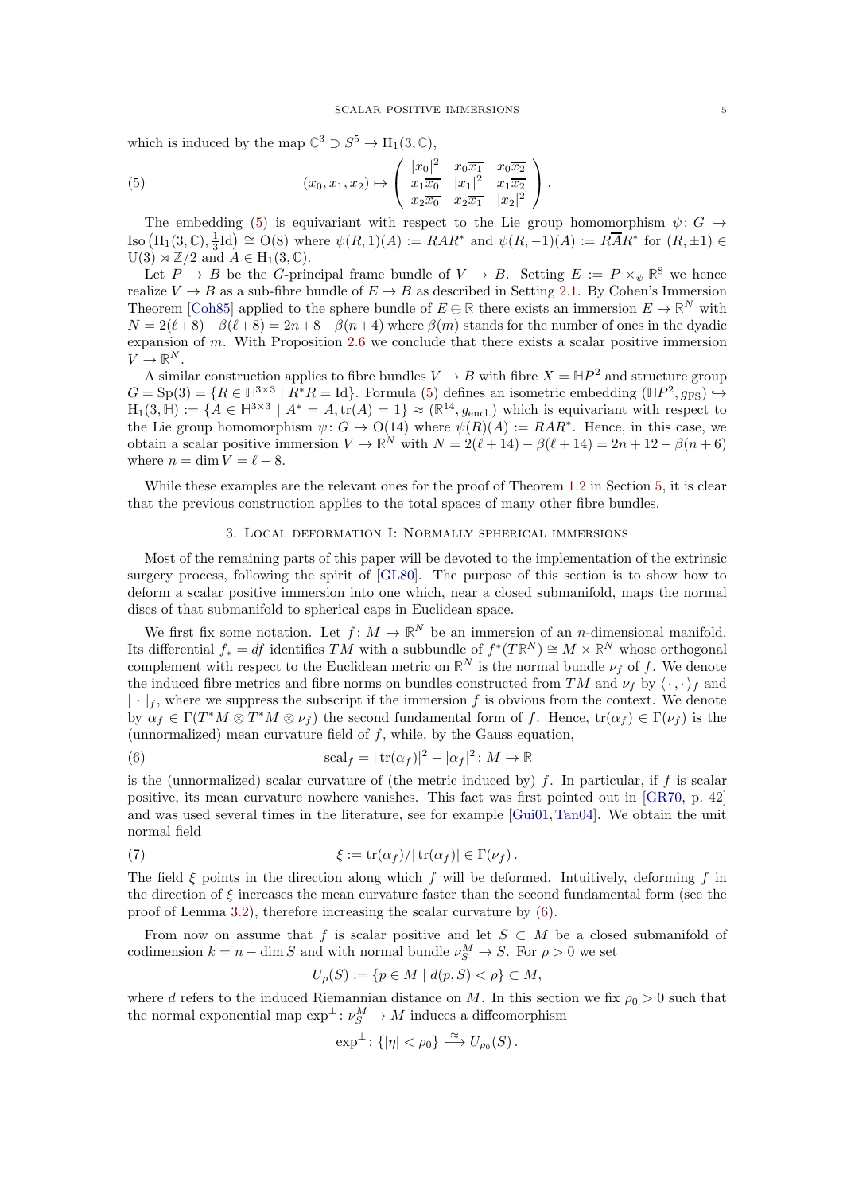which is induced by the map $\mathbb{C}^3 \supset S^5 \to \mathrm{H}_1(3,\mathbb{C})$,

$$(x_0, x_1, x_2) \mapsto \begin{pmatrix} |x_0|^2 & x_0\overline{x_1} & x_0\overline{x_2} \\ x_1\overline{x_0} & |x_1|^2 & x_1\overline{x_2} \\ x_2\overline{x_0} & x_2\overline{x_1} & |x_2|^2 \end{pmatrix}. \tag{5}$$

The embedding (5) is equivariant with respect to the Lie group homomorphism $\psi\colon G \to \mathrm{Iso}\big(\mathrm{H}_1(3,\mathbb{C}), \frac{1}{3}\mathrm{Id}\big) \cong \mathrm{O}(8)$ where $\psi(R,1)(A) := RAR^*$ and $\psi(R,-1)(A) := R\overline{A}R^*$ for $(R,\pm 1) \in \mathrm{U}(3) \rtimes \mathbb{Z}/2$ and $A \in \mathrm{H}_1(3,\mathbb{C})$.

Let $P \to B$ be the $G$-principal frame bundle of $V \to B$. Setting $E := P \times_\psi \mathbb{R}^8$ we hence realize $V \to B$ as a sub-fibre bundle of $E \to B$ as described in Setting 2.1. By Cohen's Immersion Theorem [Coh85] applied to the sphere bundle of $E \oplus \mathbb{R}$ there exists an immersion $E \to \mathbb{R}^N$ with $N = 2(\ell+8) - \beta(\ell+8) = 2n+8-\beta(n+4)$ where $\beta(m)$ stands for the number of ones in the dyadic expansion of $m$. With Proposition 2.6 we conclude that there exists a scalar positive immersion $V \to \mathbb{R}^N$.

A similar construction applies to fibre bundles $V \to B$ with fibre $X = \mathbb{H}P^2$ and structure group $G = \mathrm{Sp}(3) = \{R \in \mathbb{H}^{3\times 3} \mid R^*R = \mathrm{Id}\}$. Formula (5) defines an isometric embedding $(\mathbb{H}P^2, g_{\mathrm{FS}}) \hookrightarrow \mathrm{H}_1(3,\mathbb{H}) := \{A \in \mathbb{H}^{3\times 3} \mid A^* = A, \mathrm{tr}(A) = 1\} \approx (\mathbb{R}^{14}, g_{\mathrm{eucl.}})$ which is equivariant with respect to the Lie group homomorphism $\psi\colon G \to \mathrm{O}(14)$ where $\psi(R)(A) := RAR^*$. Hence, in this case, we obtain a scalar positive immersion $V \to \mathbb{R}^N$ with $N = 2(\ell+14) - \beta(\ell+14) = 2n+12-\beta(n+6)$ where $n = \dim V = \ell + 8$.

While these examples are the relevant ones for the proof of Theorem 1.2 in Section 5, it is clear that the previous construction applies to the total spaces of many other fibre bundles.

## 3. Local deformation I: Normally spherical immersions

Most of the remaining parts of this paper will be devoted to the implementation of the extrinsic surgery process, following the spirit of [GL80]. The purpose of this section is to show how to deform a scalar positive immersion into one which, near a closed submanifold, maps the normal discs of that submanifold to spherical caps in Euclidean space.

We first fix some notation. Let $f\colon M \to \mathbb{R}^N$ be an immersion of an $n$-dimensional manifold. Its differential $f_* = df$ identifies $TM$ with a subbundle of $f^*(T\mathbb{R}^N) \cong M \times \mathbb{R}^N$ whose orthogonal complement with respect to the Euclidean metric on $\mathbb{R}^N$ is the normal bundle $\nu_f$ of $f$. We denote the induced fibre metrics and fibre norms on bundles constructed from $TM$ and $\nu_f$ by $\langle\cdot,\cdot\rangle_f$ and $|\cdot|_f$, where we suppress the subscript if the immersion $f$ is obvious from the context. We denote by $\alpha_f \in \Gamma(T^*M \otimes T^*M \otimes \nu_f)$ the second fundamental form of $f$. Hence, $\mathrm{tr}(\alpha_f) \in \Gamma(\nu_f)$ is the (unnormalized) mean curvature field of $f$, while, by the Gauss equation,

$$\mathrm{scal}_f = |\,\mathrm{tr}(\alpha_f)|^2 - |\alpha_f|^2 \colon M \to \mathbb{R} \tag{6}$$

is the (unnormalized) scalar curvature of (the metric induced by) $f$. In particular, if $f$ is scalar positive, its mean curvature nowhere vanishes. This fact was first pointed out in [GR70, p. 42] and was used several times in the literature, see for example [Gui01, Tan04]. We obtain the unit normal field

$$\xi := \mathrm{tr}(\alpha_f)/|\,\mathrm{tr}(\alpha_f)| \in \Gamma(\nu_f)\,. \tag{7}$$

The field $\xi$ points in the direction along which $f$ will be deformed. Intuitively, deforming $f$ in the direction of $\xi$ increases the mean curvature faster than the second fundamental form (see the proof of Lemma 3.2), therefore increasing the scalar curvature by (6).

From now on assume that $f$ is scalar positive and let $S \subset M$ be a closed submanifold of codimension $k = n - \dim S$ and with normal bundle $\nu_S^M \to S$. For $\rho > 0$ we set

$$U_\rho(S) := \{p \in M \mid d(p,S) < \rho\} \subset M,$$

where $d$ refers to the induced Riemannian distance on $M$. In this section we fix $\rho_0 > 0$ such that the normal exponential map $\exp^\perp\colon \nu_S^M \to M$ induces a diffeomorphism

$$\exp^\perp\colon \{|\eta| < \rho_0\} \xrightarrow{\approx} U_{\rho_0}(S)\,.$$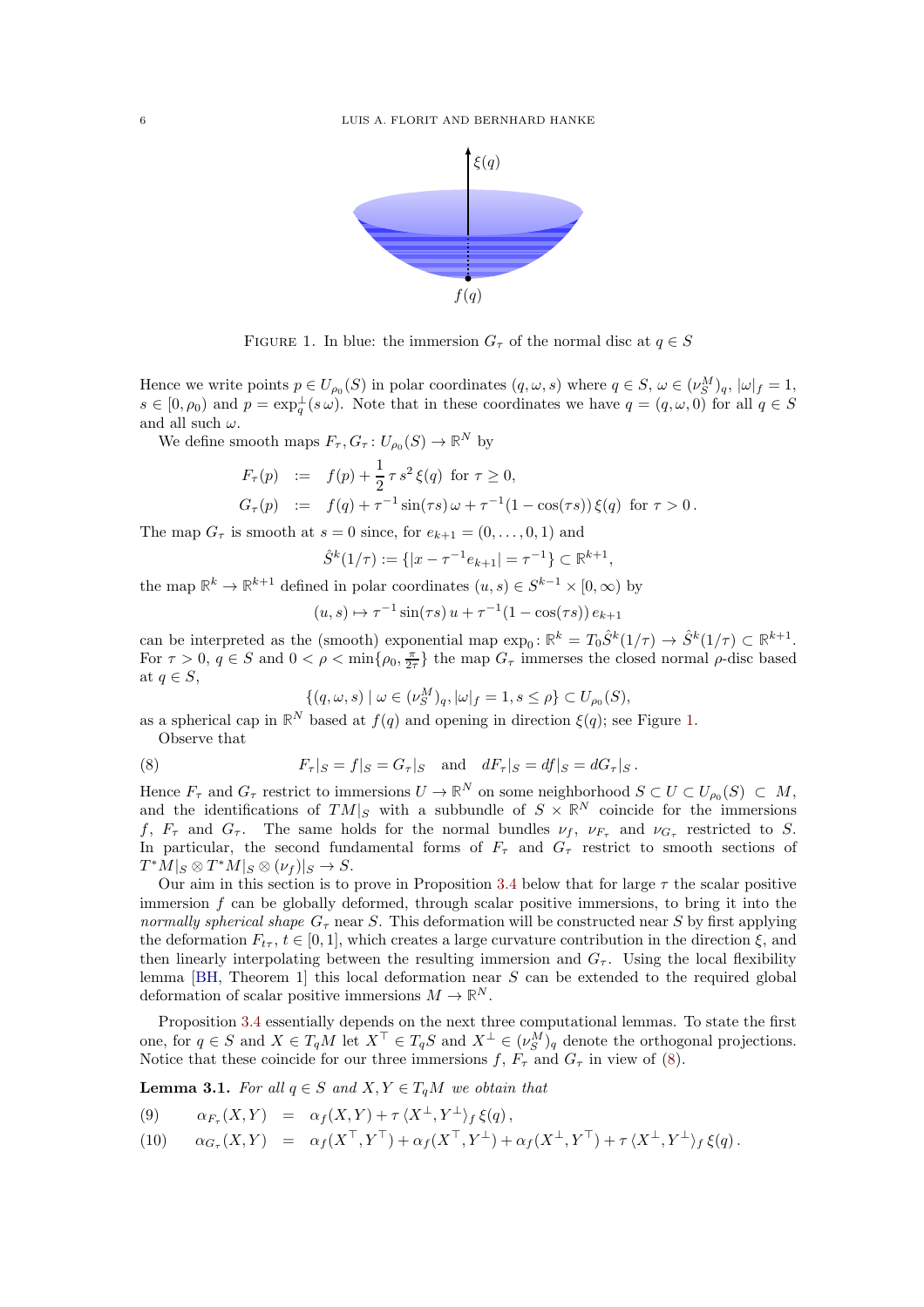FIGURE 1. In blue: the immersion $G_\tau$ of the normal disc at $q \in S$

Hence we write points $p \in U_{\rho_0}(S)$ in polar coordinates $(q, \omega, s)$ where $q \in S$, $\omega \in (\nu_S^M)_q$, $|\omega|_f = 1$, $s \in [0, \rho_0)$ and $p = \exp_q^\perp(s\,\omega)$. Note that in these coordinates we have $q = (q, \omega, 0)$ for all $q \in S$ and all such $\omega$.

We define smooth maps $F_\tau, G_\tau \colon U_{\rho_0}(S) \to \mathbb{R}^N$ by

$$
\begin{aligned}
F_\tau(p) \;&:=\; f(p) + \frac{1}{2}\,\tau\, s^2\, \xi(q) \;\text{ for } \tau \geq 0,\\
G_\tau(p) \;&:=\; f(q) + \tau^{-1}\sin(\tau s)\,\omega + \tau^{-1}(1-\cos(\tau s))\,\xi(q) \;\text{ for } \tau > 0\,.
\end{aligned}
$$

The map $G_\tau$ is smooth at $s = 0$ since, for $e_{k+1} = (0, \dots, 0, 1)$ and

$$\hat{S}^k(1/\tau) := \{|x - \tau^{-1}e_{k+1}| = \tau^{-1}\} \subset \mathbb{R}^{k+1},$$

the map $\mathbb{R}^k \to \mathbb{R}^{k+1}$ defined in polar coordinates $(u, s) \in S^{k-1} \times [0, \infty)$ by

$$(u, s) \mapsto \tau^{-1}\sin(\tau s)\, u + \tau^{-1}(1-\cos(\tau s))\, e_{k+1}$$

can be interpreted as the (smooth) exponential map $\exp_0 \colon \mathbb{R}^k = T_0\hat{S}^k(1/\tau) \to \hat{S}^k(1/\tau) \subset \mathbb{R}^{k+1}$. For $\tau > 0$, $q \in S$ and $0 < \rho < \min\{\rho_0, \frac{\pi}{2\tau}\}$ the map $G_\tau$ immerses the closed normal $\rho$-disc based at $q \in S$,

$$\{(q, \omega, s) \mid \omega \in (\nu_S^M)_q, |\omega|_f = 1, s \leq \rho\} \subset U_{\rho_0}(S),$$

as a spherical cap in $\mathbb{R}^N$ based at $f(q)$ and opening in direction $\xi(q)$; see Figure 1.

Observe that

$$F_\tau|_S = f|_S = G_\tau|_S \quad \text{and} \quad dF_\tau|_S = df|_S = dG_\tau|_S\,. \tag{8}$$

Hence $F_\tau$ and $G_\tau$ restrict to immersions $U \to \mathbb{R}^N$ on some neighborhood $S \subset U \subset U_{\rho_0}(S) \;\subset\; M$, and the identifications of $TM|_S$ with a subbundle of $S \times \mathbb{R}^N$ coincide for the immersions $f$, $F_\tau$ and $G_\tau$. The same holds for the normal bundles $\nu_f$, $\nu_{F_\tau}$ and $\nu_{G_\tau}$ restricted to $S$. In particular, the second fundamental forms of $F_\tau$ and $G_\tau$ restrict to smooth sections of $T^*M|_S \otimes T^*M|_S \otimes (\nu_f)|_S \to S$.

Our aim in this section is to prove in Proposition 3.4 below that for large $\tau$ the scalar positive immersion $f$ can be globally deformed, through scalar positive immersions, to bring it into the *normally spherical shape* $G_\tau$ near $S$. This deformation will be constructed near $S$ by first applying the deformation $F_{t\tau}$, $t \in [0, 1]$, which creates a large curvature contribution in the direction $\xi$, and then linearly interpolating between the resulting immersion and $G_\tau$. Using the local flexibility lemma [BH, Theorem 1] this local deformation near $S$ can be extended to the required global deformation of scalar positive immersions $M \to \mathbb{R}^N$.

Proposition 3.4 essentially depends on the next three computational lemmas. To state the first one, for $q \in S$ and $X \in T_qM$ let $X^\top \in T_qS$ and $X^\perp \in (\nu_S^M)_q$ denote the orthogonal projections. Notice that these coincide for our three immersions $f$, $F_\tau$ and $G_\tau$ in view of (8).

**Lemma 3.1.** *For all $q \in S$ and $X, Y \in T_qM$ we obtain that*

$$\alpha_{F_\tau}(X, Y) \;=\; \alpha_f(X, Y) + \tau\,\langle X^\perp, Y^\perp\rangle_f\, \xi(q)\,, \tag{9}$$

$$\alpha_{G_\tau}(X, Y) \;=\; \alpha_f(X^\top, Y^\top) + \alpha_f(X^\top, Y^\perp) + \alpha_f(X^\perp, Y^\top) + \tau\,\langle X^\perp, Y^\perp\rangle_f\, \xi(q)\,. \tag{10}$$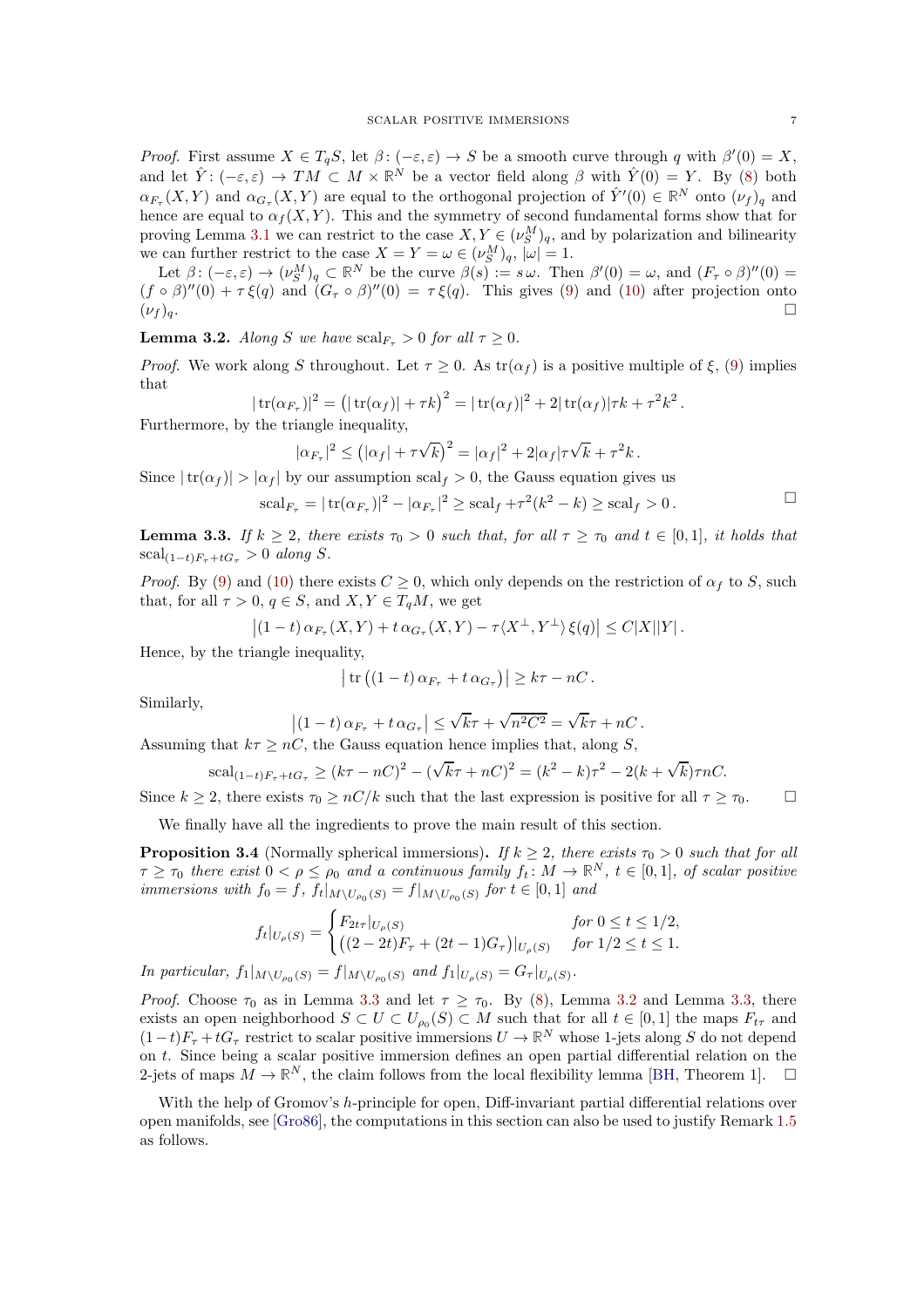*Proof.* First assume $X \in T_qS$, let $\beta\colon (-\varepsilon,\varepsilon) \to S$ be a smooth curve through $q$ with $\beta'(0) = X$, and let $\hat{Y}\colon (-\varepsilon,\varepsilon) \to TM \subset M \times \mathbb{R}^N$ be a vector field along $\beta$ with $\hat{Y}(0) = Y$. By (8) both $\alpha_{F_\tau}(X,Y)$ and $\alpha_{G_\tau}(X,Y)$ are equal to the orthogonal projection of $\hat{Y}'(0) \in \mathbb{R}^N$ onto $(\nu_f)_q$ and hence are equal to $\alpha_f(X,Y)$. This and the symmetry of second fundamental forms show that for proving Lemma 3.1 we can restrict to the case $X, Y \in (\nu_S^M)_q$, and by polarization and bilinearity we can further restrict to the case $X = Y = \omega \in (\nu_S^M)_q$, $|\omega| = 1$.

Let $\beta\colon (-\varepsilon,\varepsilon) \to (\nu_S^M)_q \subset \mathbb{R}^N$ be the curve $\beta(s) := s\,\omega$. Then $\beta'(0) = \omega$, and $(F_\tau \circ \beta)''(0) = (f \circ \beta)''(0) + \tau\,\xi(q)$ and $(G_\tau \circ \beta)''(0) = \tau\,\xi(q)$. This gives (9) and (10) after projection onto $(\nu_f)_q$. □

**Lemma 3.2.** *Along $S$ we have $\mathrm{scal}_{F_\tau} > 0$ for all $\tau \geq 0$.*

*Proof.* We work along $S$ throughout. Let $\tau \geq 0$. As $\mathrm{tr}(\alpha_f)$ is a positive multiple of $\xi$, (9) implies that

$$|\operatorname{tr}(\alpha_{F_\tau})|^2 = \big(|\operatorname{tr}(\alpha_f)| + \tau k\big)^2 = |\operatorname{tr}(\alpha_f)|^2 + 2|\operatorname{tr}(\alpha_f)|\tau k + \tau^2 k^2 .$$

Furthermore, by the triangle inequality,

$$|\alpha_{F_\tau}|^2 \leq \big(|\alpha_f| + \tau\sqrt{k}\big)^2 = |\alpha_f|^2 + 2|\alpha_f|\tau\sqrt{k} + \tau^2 k .$$

Since $|\operatorname{tr}(\alpha_f)| > |\alpha_f|$ by our assumption $\mathrm{scal}_f > 0$, the Gauss equation gives us

$$\mathrm{scal}_{F_\tau} = |\operatorname{tr}(\alpha_{F_\tau})|^2 - |\alpha_{F_\tau}|^2 \geq \mathrm{scal}_f + \tau^2(k^2 - k) \geq \mathrm{scal}_f > 0 . \qquad \square$$

**Lemma 3.3.** *If $k \geq 2$, there exists $\tau_0 > 0$ such that, for all $\tau \geq \tau_0$ and $t \in [0,1]$, it holds that $\mathrm{scal}_{(1-t)F_\tau + tG_\tau} > 0$ along $S$.*

*Proof.* By (9) and (10) there exists $C \geq 0$, which only depends on the restriction of $\alpha_f$ to $S$, such that, for all $\tau > 0$, $q \in S$, and $X, Y \in T_qM$, we get

$$\big|(1-t)\,\alpha_{F_\tau}(X,Y) + t\,\alpha_{G_\tau}(X,Y) - \tau\langle X^\perp, Y^\perp\rangle\,\xi(q)\big| \leq C|X||Y| .$$

Hence, by the triangle inequality,

$$\big|\operatorname{tr}\big((1-t)\,\alpha_{F_\tau} + t\,\alpha_{G_\tau}\big)\big| \geq k\tau - nC .$$

Similarly,

$$\big|(1-t)\,\alpha_{F_\tau} + t\,\alpha_{G_\tau}\big| \leq \sqrt{k}\tau + \sqrt{n^2C^2} = \sqrt{k}\tau + nC .$$

Assuming that $k\tau \geq nC$, the Gauss equation hence implies that, along $S$,

$$\mathrm{scal}_{(1-t)F_\tau + tG_\tau} \geq (k\tau - nC)^2 - (\sqrt{k}\tau + nC)^2 = (k^2 - k)\tau^2 - 2(k + \sqrt{k})\tau nC.$$

Since $k \geq 2$, there exists $\tau_0 \geq nC/k$ such that the last expression is positive for all $\tau \geq \tau_0$. □

We finally have all the ingredients to prove the main result of this section.

**Proposition 3.4** (Normally spherical immersions). *If $k \geq 2$, there exists $\tau_0 > 0$ such that for all $\tau \geq \tau_0$ there exist $0 < \rho \leq \rho_0$ and a continuous family $f_t\colon M \to \mathbb{R}^N$, $t \in [0,1]$, of scalar positive immersions with $f_0 = f$, $f_t|_{M \setminus U_{\rho_0}(S)} = f|_{M \setminus U_{\rho_0}(S)}$ for $t \in [0,1]$ and*

$$f_t|_{U_\rho(S)} = \begin{cases} F_{2t\tau}|_{U_\rho(S)} & \text{for } 0 \leq t \leq 1/2, \\ \big((2-2t)F_\tau + (2t-1)G_\tau\big)|_{U_\rho(S)} & \text{for } 1/2 \leq t \leq 1. \end{cases}$$

*In particular, $f_1|_{M \setminus U_{\rho_0}(S)} = f|_{M \setminus U_{\rho_0}(S)}$ and $f_1|_{U_\rho(S)} = G_\tau|_{U_\rho(S)}$.*

*Proof.* Choose $\tau_0$ as in Lemma 3.3 and let $\tau \geq \tau_0$. By (8), Lemma 3.2 and Lemma 3.3, there exists an open neighborhood $S \subset U \subset U_{\rho_0}(S) \subset M$ such that for all $t \in [0,1]$ the maps $F_{t\tau}$ and $(1-t)F_\tau + tG_\tau$ restrict to scalar positive immersions $U \to \mathbb{R}^N$ whose 1-jets along $S$ do not depend on $t$. Since being a scalar positive immersion defines an open partial differential relation on the 2-jets of maps $M \to \mathbb{R}^N$, the claim follows from the local flexibility lemma [BH, Theorem 1]. □

With the help of Gromov's $h$-principle for open, Diff-invariant partial differential relations over open manifolds, see [Gro86], the computations in this section can also be used to justify Remark 1.5 as follows.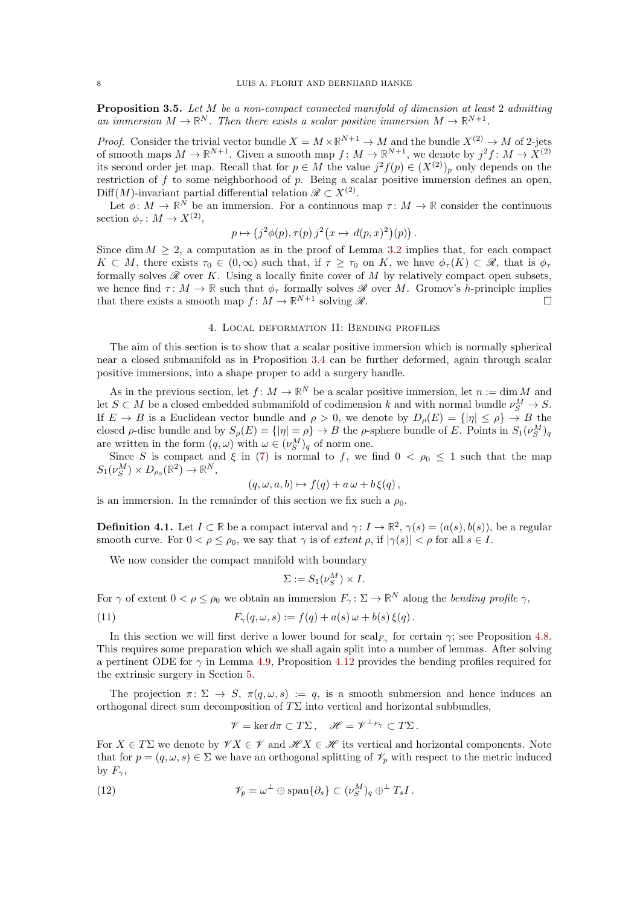**Proposition 3.5.** *Let $M$ be a non-compact connected manifold of dimension at least 2 admitting an immersion $M \to \mathbb{R}^N$. Then there exists a scalar positive immersion $M \to \mathbb{R}^{N+1}$.*

*Proof.* Consider the trivial vector bundle $X = M \times \mathbb{R}^{N+1} \to M$ and the bundle $X^{(2)} \to M$ of 2-jets of smooth maps $M \to \mathbb{R}^{N+1}$. Given a smooth map $f\colon M \to \mathbb{R}^{N+1}$, we denote by $j^2 f\colon M \to X^{(2)}$ its second order jet map. Recall that for $p \in M$ the value $j^2 f(p) \in (X^{(2)})_p$ only depends on the restriction of $f$ to some neighborhood of $p$. Being a scalar positive immersion defines an open, $\mathrm{Diff}(M)$-invariant partial differential relation $\mathscr{R} \subset X^{(2)}$.

Let $\phi\colon M \to \mathbb{R}^N$ be an immersion. For a continuous map $\tau\colon M \to \mathbb{R}$ consider the continuous section $\phi_\tau\colon M \to X^{(2)}$,

$$p \mapsto \big(j^2\phi(p), \tau(p)\, j^2\big(x \mapsto d(p,x)^2\big)(p)\big)\,.$$

Since $\dim M \geq 2$, a computation as in the proof of Lemma 3.2 implies that, for each compact $K \subset M$, there exists $\tau_0 \in (0,\infty)$ such that, if $\tau \geq \tau_0$ on $K$, we have $\phi_\tau(K) \subset \mathscr{R}$, that is $\phi_\tau$ formally solves $\mathscr{R}$ over $K$. Using a locally finite cover of $M$ by relatively compact open subsets, we hence find $\tau\colon M \to \mathbb{R}$ such that $\phi_\tau$ formally solves $\mathscr{R}$ over $M$. Gromov's $h$-principle implies that there exists a smooth map $f\colon M \to \mathbb{R}^{N+1}$ solving $\mathscr{R}$. $\square$

## 4. Local deformation II: Bending profiles

The aim of this section is to show that a scalar positive immersion which is normally spherical near a closed submanifold as in Proposition 3.4 can be further deformed, again through scalar positive immersions, into a shape proper to add a surgery handle.

As in the previous section, let $f\colon M \to \mathbb{R}^N$ be a scalar positive immersion, let $n := \dim M$ and let $S \subset M$ be a closed embedded submanifold of codimension $k$ and with normal bundle $\nu_S^M \to S$. If $E \to B$ is a Euclidean vector bundle and $\rho > 0$, we denote by $D_\rho(E) = \{|\eta| \leq \rho\} \to B$ the closed $\rho$-disc bundle and by $S_\rho(E) = \{|\eta| = \rho\} \to B$ the $\rho$-sphere bundle of $E$. Points in $S_1(\nu_S^M)_q$ are written in the form $(q,\omega)$ with $\omega \in (\nu_S^M)_q$ of norm one.

Since $S$ is compact and $\xi$ in (7) is normal to $f$, we find $0 < \rho_0 \leq 1$ such that the map $S_1(\nu_S^M) \times D_{\rho_0}(\mathbb{R}^2) \to \mathbb{R}^N$,

$$(q,\omega,a,b) \mapsto f(q) + a\,\omega + b\,\xi(q)\,,$$

is an immersion. In the remainder of this section we fix such a $\rho_0$.

**Definition 4.1.** Let $I \subset \mathbb{R}$ be a compact interval and $\gamma\colon I \to \mathbb{R}^2$, $\gamma(s) = (a(s), b(s))$, be a regular smooth curve. For $0 < \rho \leq \rho_0$, we say that $\gamma$ is of *extent* $\rho$, if $|\gamma(s)| < \rho$ for all $s \in I$.

We now consider the compact manifold with boundary

$$\Sigma := S_1(\nu_S^M) \times I.$$

For $\gamma$ of extent $0 < \rho \leq \rho_0$ we obtain an immersion $F_\gamma\colon \Sigma \to \mathbb{R}^N$ along the *bending profile* $\gamma$,

$$F_\gamma(q,\omega,s) := f(q) + a(s)\,\omega + b(s)\,\xi(q)\,. \tag{11}$$

In this section we will first derive a lower bound for $\mathrm{scal}_{F_\gamma}$ for certain $\gamma$; see Proposition 4.8. This requires some preparation which we shall again split into a number of lemmas. After solving a pertinent ODE for $\gamma$ in Lemma 4.9, Proposition 4.12 provides the bending profiles required for the extrinsic surgery in Section 5.

The projection $\pi\colon \Sigma \to S$, $\pi(q,\omega,s) := q$, is a smooth submersion and hence induces an orthogonal direct sum decomposition of $T\Sigma$ into vertical and horizontal subbundles,

$$\mathscr{V} = \ker d\pi \subset T\Sigma\,, \quad \mathscr{H} = \mathscr{V}^{\perp_{F_\gamma}} \subset T\Sigma\,.$$

For $X \in T\Sigma$ we denote by $\mathscr{V}X \in \mathscr{V}$ and $\mathscr{H}X \in \mathscr{H}$ its vertical and horizontal components. Note that for $p = (q,\omega,s) \in \Sigma$ we have an orthogonal splitting of $\mathscr{V}_p$ with respect to the metric induced by $F_\gamma$,

$$\mathscr{V}_p = \omega^\perp \oplus \mathrm{span}\{\partial_s\} \subset (\nu_S^M)_q \oplus^\perp T_s I\,. \tag{12}$$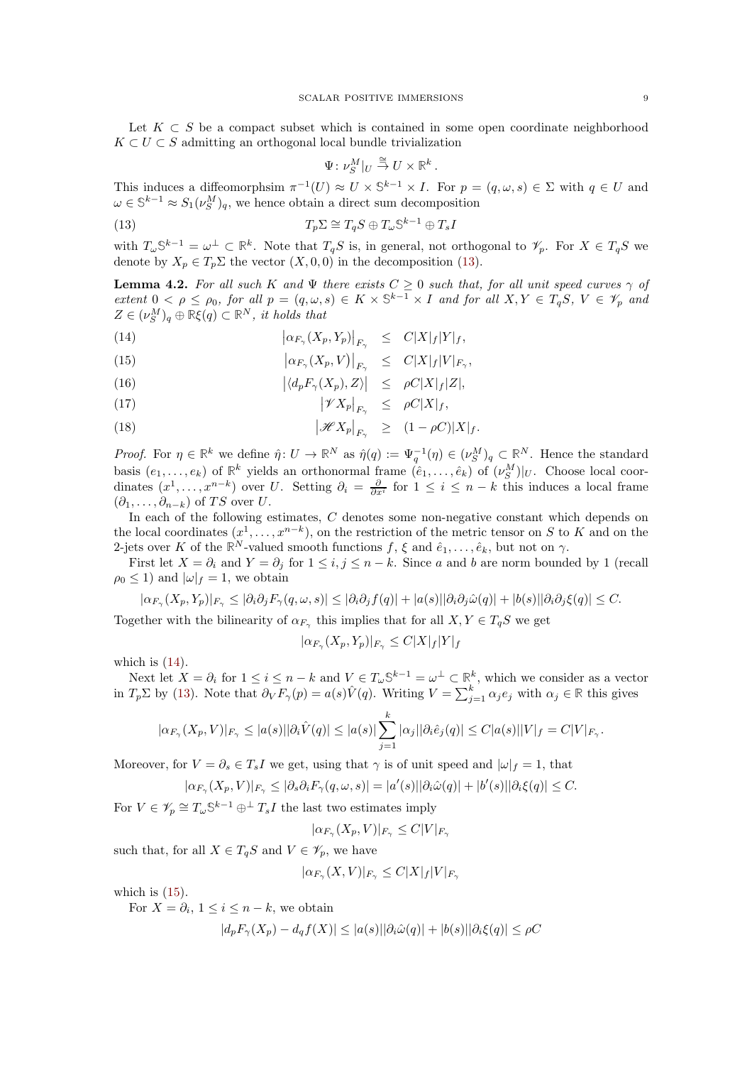Let $K \subset S$ be a compact subset which is contained in some open coordinate neighborhood $K \subset U \subset S$ admitting an orthogonal local bundle trivialization

$$\Psi\colon \nu_S^M|_U \xrightarrow{\cong} U \times \mathbb{R}^k .$$

This induces a diffeomorphsim $\pi^{-1}(U) \approx U \times \mathbb{S}^{k-1} \times I$. For $p = (q, \omega, s) \in \Sigma$ with $q \in U$ and $\omega \in \mathbb{S}^{k-1} \approx S_1(\nu_S^M)_q$, we hence obtain a direct sum decomposition

$$T_p\Sigma \cong T_qS \oplus T_\omega \mathbb{S}^{k-1} \oplus T_sI \tag{13}$$

with $T_\omega \mathbb{S}^{k-1} = \omega^\perp \subset \mathbb{R}^k$. Note that $T_qS$ is, in general, not orthogonal to $\mathscr{V}_p$. For $X \in T_qS$ we denote by $X_p \in T_p\Sigma$ the vector $(X, 0, 0)$ in the decomposition (13).

**Lemma 4.2.** *For all such $K$ and $\Psi$ there exists $C \geq 0$ such that, for all unit speed curves $\gamma$ of extent $0 < \rho \leq \rho_0$, for all $p = (q, \omega, s) \in K \times \mathbb{S}^{k-1} \times I$ and for all $X, Y \in T_qS$, $V \in \mathscr{V}_p$ and $Z \in (\nu_S^M)_q \oplus \mathbb{R}\xi(q) \subset \mathbb{R}^N$, it holds that*

$$\left|\alpha_{F_\gamma}(X_p, Y_p)\right|_{F_\gamma} \leq C|X|_f|Y|_f, \tag{14}$$

$$\left|\alpha_{F_\gamma}(X_p, V)\right|_{F_\gamma} \leq C|X|_f|V|_{F_\gamma}, \tag{15}$$

$$\left|\langle d_pF_\gamma(X_p), Z\rangle\right| \leq \rho C|X|_f|Z|, \tag{16}$$

$$\left|\mathscr{V}X_p\right|_{F_\gamma} \leq \rho C|X|_f, \tag{17}$$

$$\left|\mathscr{H}X_p\right|_{F_\gamma} \geq (1-\rho C)|X|_f. \tag{18}$$

*Proof.* For $\eta \in \mathbb{R}^k$ we define $\hat{\eta}\colon U \to \mathbb{R}^N$ as $\hat{\eta}(q) := \Psi_q^{-1}(\eta) \in (\nu_S^M)_q \subset \mathbb{R}^N$. Hence the standard basis $(e_1, \dots, e_k)$ of $\mathbb{R}^k$ yields an orthonormal frame $(\hat{e}_1, \dots, \hat{e}_k)$ of $(\nu_S^M)|_U$. Choose local coordinates $(x^1, \dots, x^{n-k})$ over $U$. Setting $\partial_i = \frac{\partial}{\partial x^i}$ for $1 \leq i \leq n-k$ this induces a local frame $(\partial_1, \dots, \partial_{n-k})$ of $TS$ over $U$.

In each of the following estimates, $C$ denotes some non-negative constant which depends on the local coordinates $(x^1, \dots, x^{n-k})$, on the restriction of the metric tensor on $S$ to $K$ and on the 2-jets over $K$ of the $\mathbb{R}^N$-valued smooth functions $f$, $\xi$ and $\hat{e}_1, \dots, \hat{e}_k$, but not on $\gamma$.

First let $X = \partial_i$ and $Y = \partial_j$ for $1 \leq i, j \leq n-k$. Since $a$ and $b$ are norm bounded by 1 (recall $\rho_0 \leq 1$) and $|\omega|_f = 1$, we obtain

$$|\alpha_{F_\gamma}(X_p, Y_p)|_{F_\gamma} \leq |\partial_i\partial_j F_\gamma(q, \omega, s)| \leq |\partial_i\partial_j f(q)| + |a(s)||\partial_i\partial_j\hat{\omega}(q)| + |b(s)||\partial_i\partial_j\xi(q)| \leq C.$$

Together with the bilinearity of $\alpha_{F_\gamma}$ this implies that for all $X, Y \in T_qS$ we get

$$|\alpha_{F_\gamma}(X_p, Y_p)|_{F_\gamma} \leq C|X|_f|Y|_f$$

which is (14).

Next let $X = \partial_i$ for $1 \leq i \leq n-k$ and $V \in T_\omega\mathbb{S}^{k-1} = \omega^\perp \subset \mathbb{R}^k$, which we consider as a vector in $T_p\Sigma$ by (13). Note that $\partial_V F_\gamma(p) = a(s)\hat{V}(q)$. Writing $V = \sum_{j=1}^k \alpha_j e_j$ with $\alpha_j \in \mathbb{R}$ this gives

$$|\alpha_{F_\gamma}(X_p, V)|_{F_\gamma} \leq |a(s)||\partial_i\hat{V}(q)| \leq |a(s)|\sum_{j=1}^k |\alpha_j||\partial_i\hat{e}_j(q)| \leq C|a(s)||V|_f = C|V|_{F_\gamma}.$$

Moreover, for $V = \partial_s \in T_sI$ we get, using that $\gamma$ is of unit speed and $|\omega|_f = 1$, that

$$|\alpha_{F_\gamma}(X_p, V)|_{F_\gamma} \leq |\partial_s\partial_i F_\gamma(q, \omega, s)| = |a'(s)||\partial_i\hat{\omega}(q)| + |b'(s)||\partial_i\xi(q)| \leq C.$$

For $V \in \mathscr{V}_p \cong T_\omega\mathbb{S}^{k-1} \oplus^\perp T_sI$ the last two estimates imply

$$|\alpha_{F_\gamma}(X_p, V)|_{F_\gamma} \leq C|V|_{F_\gamma}$$

such that, for all $X \in T_qS$ and $V \in \mathscr{V}_p$, we have

$$|\alpha_{F_\gamma}(X, V)|_{F_\gamma} \leq C|X|_f|V|_{F_\gamma}$$

which is (15).

For $X = \partial_i$, $1 \leq i \leq n-k$, we obtain

$$|d_pF_\gamma(X_p) - d_qf(X)| \leq |a(s)||\partial_i\hat{\omega}(q)| + |b(s)||\partial_i\xi(q)| \leq \rho C$$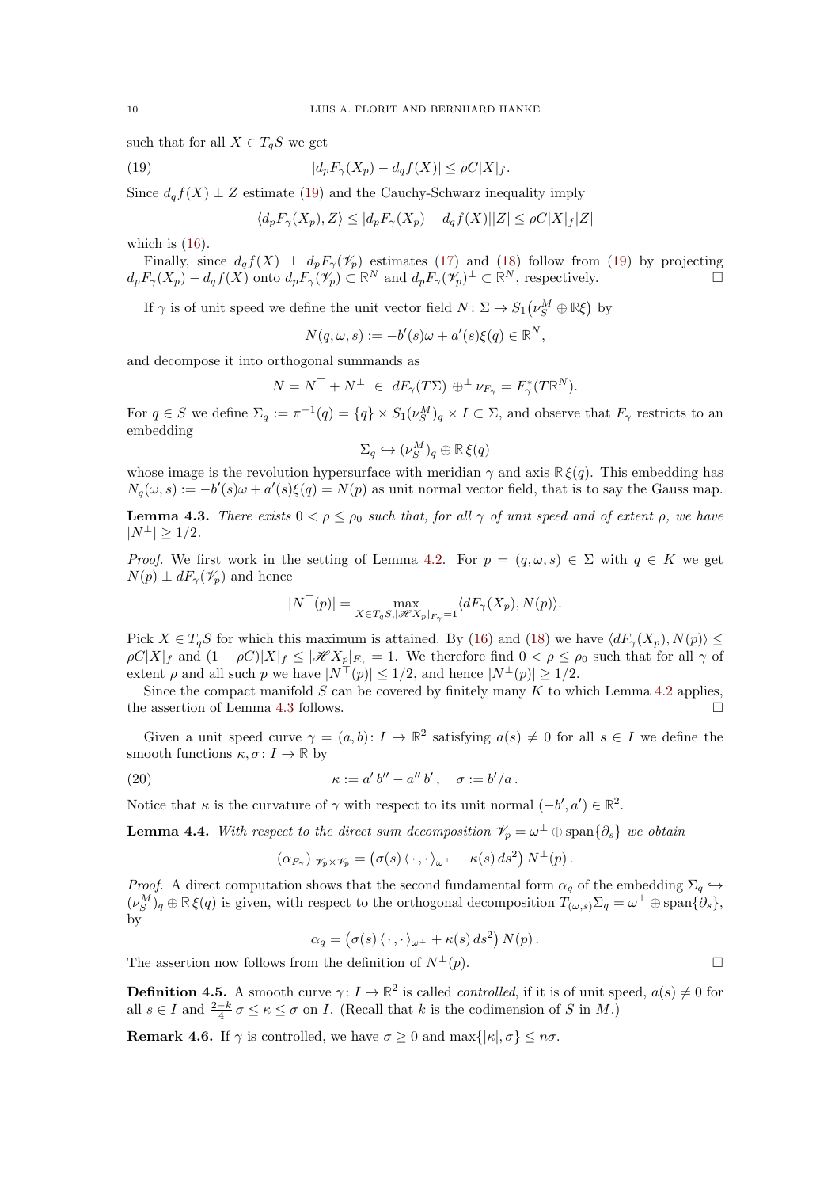such that for all $X \in T_qS$ we get

$$|d_pF_\gamma(X_p) - d_qf(X)| \leq \rho C|X|_f. \tag{19}$$

Since $d_qf(X) \perp Z$ estimate (19) and the Cauchy-Schwarz inequality imply

$$\langle d_pF_\gamma(X_p), Z\rangle \leq |d_pF_\gamma(X_p) - d_qf(X)||Z| \leq \rho C|X|_f|Z|$$

which is (16).

Finally, since $d_qf(X) \perp d_pF_\gamma(\mathscr{V}_p)$ estimates (17) and (18) follow from (19) by projecting $d_pF_\gamma(X_p) - d_qf(X)$ onto $d_pF_\gamma(\mathscr{V}_p) \subset \mathbb{R}^N$ and $d_pF_\gamma(\mathscr{V}_p)^\perp \subset \mathbb{R}^N$, respectively. □

If $\gamma$ is of unit speed we define the unit vector field $N\colon \Sigma \to S_1\big(\nu_S^M \oplus \mathbb{R}\xi\big)$ by

$$N(q,\omega,s) := -b'(s)\omega + a'(s)\xi(q) \in \mathbb{R}^N,$$

and decompose it into orthogonal summands as

$$N = N^\top + N^\perp \ \in \ dF_\gamma(T\Sigma) \oplus^\perp \nu_{F_\gamma} = F_\gamma^*(T\mathbb{R}^N).$$

For $q \in S$ we define $\Sigma_q := \pi^{-1}(q) = \{q\} \times S_1(\nu_S^M)_q \times I \subset \Sigma$, and observe that $F_\gamma$ restricts to an embedding

$$\Sigma_q \hookrightarrow (\nu_S^M)_q \oplus \mathbb{R}\,\xi(q)$$

whose image is the revolution hypersurface with meridian $\gamma$ and axis $\mathbb{R}\,\xi(q)$. This embedding has $N_q(\omega, s) := -b'(s)\omega + a'(s)\xi(q) = N(p)$ as unit normal vector field, that is to say the Gauss map.

**Lemma 4.3.** *There exists $0 < \rho \leq \rho_0$ such that, for all $\gamma$ of unit speed and of extent $\rho$, we have $|N^\perp| \geq 1/2$.*

*Proof.* We first work in the setting of Lemma 4.2. For $p = (q, \omega, s) \in \Sigma$ with $q \in K$ we get $N(p) \perp dF_\gamma(\mathscr{V}_p)$ and hence

$$|N^\top(p)| = \max_{X \in T_qS, |\mathscr{H}X_p|_{F_\gamma}=1} \langle dF_\gamma(X_p), N(p)\rangle.$$

Pick $X \in T_qS$ for which this maximum is attained. By (16) and (18) we have $\langle dF_\gamma(X_p), N(p)\rangle \leq \rho C|X|_f$ and $(1 - \rho C)|X|_f \leq |\mathscr{H}X_p|_{F_\gamma} = 1$. We therefore find $0 < \rho \leq \rho_0$ such that for all $\gamma$ of extent $\rho$ and all such $p$ we have $|N^\top(p)| \leq 1/2$, and hence $|N^\perp(p)| \geq 1/2$.

Since the compact manifold $S$ can be covered by finitely many $K$ to which Lemma 4.2 applies, the assertion of Lemma 4.3 follows. □

Given a unit speed curve $\gamma = (a, b)\colon I \to \mathbb{R}^2$ satisfying $a(s) \neq 0$ for all $s \in I$ we define the smooth functions $\kappa, \sigma\colon I \to \mathbb{R}$ by

$$\kappa := a'\,b'' - a''\,b', \quad \sigma := b'/a\,. \tag{20}$$

Notice that $\kappa$ is the curvature of $\gamma$ with respect to its unit normal $(-b', a') \in \mathbb{R}^2$.

**Lemma 4.4.** *With respect to the direct sum decomposition $\mathscr{V}_p = \omega^\perp \oplus \operatorname{span}\{\partial_s\}$ we obtain*

$$(\alpha_{F_\gamma})|_{\mathscr{V}_p \times \mathscr{V}_p} = \big(\sigma(s)\,\langle\,\cdot\,,\cdot\,\rangle_{\omega^\perp} + \kappa(s)\,ds^2\big)\,N^\perp(p)\,.$$

*Proof.* A direct computation shows that the second fundamental form $\alpha_q$ of the embedding $\Sigma_q \hookrightarrow (\nu_S^M)_q \oplus \mathbb{R}\,\xi(q)$ is given, with respect to the orthogonal decomposition $T_{(\omega,s)}\Sigma_q = \omega^\perp \oplus \operatorname{span}\{\partial_s\}$, by

$$\alpha_q = \big(\sigma(s)\,\langle\,\cdot\,,\cdot\,\rangle_{\omega^\perp} + \kappa(s)\,ds^2\big)\,N(p)\,.$$

The assertion now follows from the definition of $N^\perp(p)$. □

**Definition 4.5.** A smooth curve $\gamma\colon I \to \mathbb{R}^2$ is called *controlled*, if it is of unit speed, $a(s) \neq 0$ for all $s \in I$ and $\frac{2-k}{4}\,\sigma \leq \kappa \leq \sigma$ on $I$. (Recall that $k$ is the codimension of $S$ in $M$.)

**Remark 4.6.** If $\gamma$ is controlled, we have $\sigma \geq 0$ and $\max\{|\kappa|, \sigma\} \leq n\sigma$.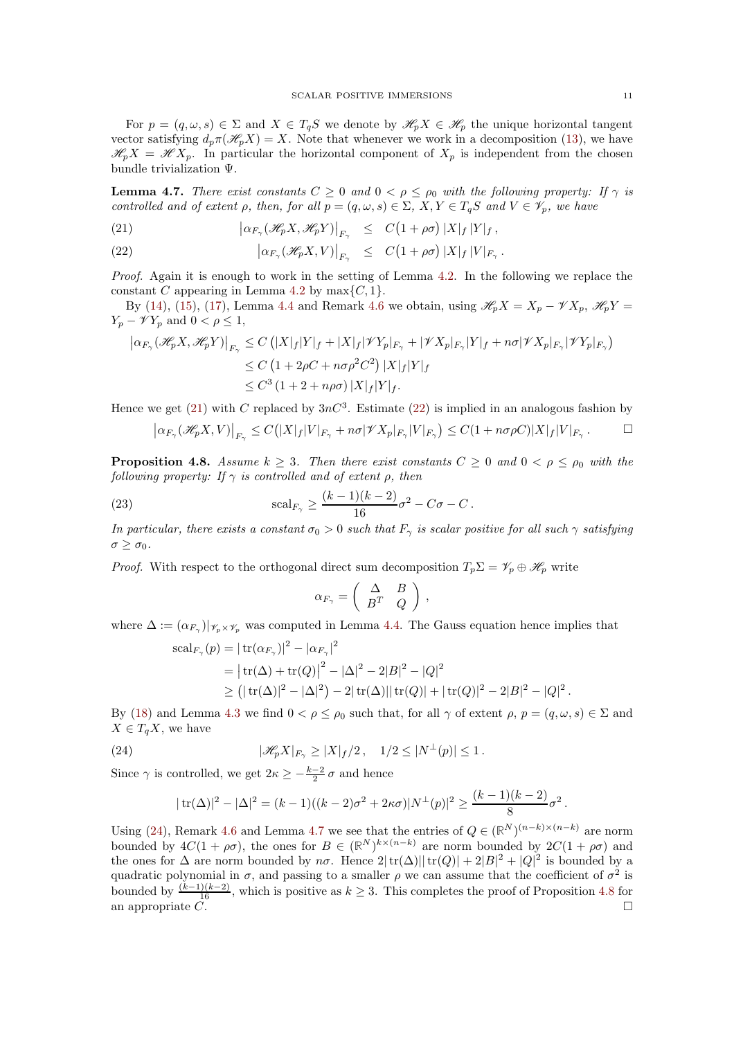For $p = (q, \omega, s) \in \Sigma$ and $X \in T_q S$ we denote by $\mathscr{H}_p X \in \mathscr{H}_p$ the unique horizontal tangent vector satisfying $d_p\pi(\mathscr{H}_p X) = X$. Note that whenever we work in a decomposition (13), we have $\mathscr{H}_p X = \mathscr{H} X_p$. In particular the horizontal component of $X_p$ is independent from the chosen bundle trivialization $\Psi$.

**Lemma 4.7.** *There exist constants $C \geq 0$ and $0 < \rho \leq \rho_0$ with the following property: If $\gamma$ is controlled and of extent $\rho$, then, for all $p = (q, \omega, s) \in \Sigma$, $X, Y \in T_q S$ and $V \in \mathscr{V}_p$, we have*

$$
\big|\alpha_{F_\gamma}(\mathscr{H}_p X, \mathscr{H}_p Y)\big|_{F_\gamma} \leq C\big(1 + \rho\sigma\big)\, |X|_f \, |Y|_f \,, \tag{21}
$$

$$
\big|\alpha_{F_\gamma}(\mathscr{H}_p X, V)\big|_{F_\gamma} \leq C\big(1 + \rho\sigma\big)\, |X|_f \, |V|_{F_\gamma} \,. \tag{22}
$$

*Proof.* Again it is enough to work in the setting of Lemma 4.2. In the following we replace the constant $C$ appearing in Lemma 4.2 by $\max\{C, 1\}$.

By (14), (15), (17), Lemma 4.4 and Remark 4.6 we obtain, using $\mathscr{H}_p X = X_p - \mathscr{V} X_p$, $\mathscr{H}_p Y = Y_p - \mathscr{V} Y_p$ and $0 < \rho \leq 1$,

$$
\begin{aligned}
\big|\alpha_{F_\gamma}(\mathscr{H}_p X, \mathscr{H}_p Y)\big|_{F_\gamma} &\leq C\left(|X|_f |Y|_f + |X|_f |\mathscr{V} Y_p|_{F_\gamma} + |\mathscr{V} X_p|_{F_\gamma} |Y|_f + n\sigma |\mathscr{V} X_p|_{F_\gamma} |\mathscr{V} Y_p|_{F_\gamma}\right) \\
&\leq C\left(1 + 2\rho C + n\sigma\rho^2 C^2\right) |X|_f |Y|_f \\
&\leq C^3\left(1 + 2 + n\rho\sigma\right) |X|_f |Y|_f.
\end{aligned}
$$

Hence we get (21) with $C$ replaced by $3nC^3$. Estimate (22) is implied in an analogous fashion by

$$
\big|\alpha_{F_\gamma}(\mathscr{H}_p X, V)\big|_{F_\gamma} \leq C\big(|X|_f |V|_{F_\gamma} + n\sigma |\mathscr{V} X_p|_{F_\gamma} |V|_{F_\gamma}\big) \leq C(1 + n\sigma\rho C) |X|_f |V|_{F_\gamma} \,. \qquad \square
$$

**Proposition 4.8.** *Assume $k \geq 3$. Then there exist constants $C \geq 0$ and $0 < \rho \leq \rho_0$ with the following property: If $\gamma$ is controlled and of extent $\rho$, then*

$$
\operatorname{scal}_{F_\gamma} \geq \frac{(k-1)(k-2)}{16}\sigma^2 - C\sigma - C \,. \tag{23}
$$

*In particular, there exists a constant $\sigma_0 > 0$ such that $F_\gamma$ is scalar positive for all such $\gamma$ satisfying $\sigma \geq \sigma_0$.*

*Proof.* With respect to the orthogonal direct sum decomposition $T_p\Sigma = \mathscr{V}_p \oplus \mathscr{H}_p$ write

$$
\alpha_{F_\gamma} = \begin{pmatrix} \Delta & B \\ B^T & Q \end{pmatrix} ,
$$

where $\Delta := (\alpha_{F_\gamma})|_{\mathscr{V}_p \times \mathscr{V}_p}$ was computed in Lemma 4.4. The Gauss equation hence implies that

$$
\begin{aligned}
\operatorname{scal}_{F_\gamma}(p) &= |\operatorname{tr}(\alpha_{F_\gamma})|^2 - |\alpha_{F_\gamma}|^2 \\
&= \big|\operatorname{tr}(\Delta) + \operatorname{tr}(Q)\big|^2 - |\Delta|^2 - 2|B|^2 - |Q|^2 \\
&\geq \big(|\operatorname{tr}(\Delta)|^2 - |\Delta|^2\big) - 2|\operatorname{tr}(\Delta)||\operatorname{tr}(Q)| + |\operatorname{tr}(Q)|^2 - 2|B|^2 - |Q|^2 \,.
\end{aligned}
$$

By (18) and Lemma 4.3 we find $0 < \rho \leq \rho_0$ such that, for all $\gamma$ of extent $\rho$, $p = (q, \omega, s) \in \Sigma$ and $X \in T_q X$, we have

$$
|\mathscr{H}_p X|_{F_\gamma} \geq |X|_f / 2 \,, \quad 1/2 \leq |N^\perp(p)| \leq 1 \,. \tag{24}
$$

Since $\gamma$ is controlled, we get $2\kappa \geq -\frac{k-2}{2}\,\sigma$ and hence

$$
|\operatorname{tr}(\Delta)|^2 - |\Delta|^2 = (k-1)((k-2)\sigma^2 + 2\kappa\sigma)|N^\perp(p)|^2 \geq \frac{(k-1)(k-2)}{8}\sigma^2 \,.
$$

Using (24), Remark 4.6 and Lemma 4.7 we see that the entries of $Q \in (\mathbb{R}^N)^{(n-k)\times(n-k)}$ are norm bounded by $4C(1 + \rho\sigma)$, the ones for $B \in (\mathbb{R}^N)^{k \times (n-k)}$ are norm bounded by $2C(1 + \rho\sigma)$ and the ones for $\Delta$ are norm bounded by $n\sigma$. Hence $2|\operatorname{tr}(\Delta)||\operatorname{tr}(Q)| + 2|B|^2 + |Q|^2$ is bounded by a quadratic polynomial in $\sigma$, and passing to a smaller $\rho$ we can assume that the coefficient of $\sigma^2$ is bounded by $\frac{(k-1)(k-2)}{16}$, which is positive as $k \geq 3$. This completes the proof of Proposition 4.8 for an appropriate $C$. $\square$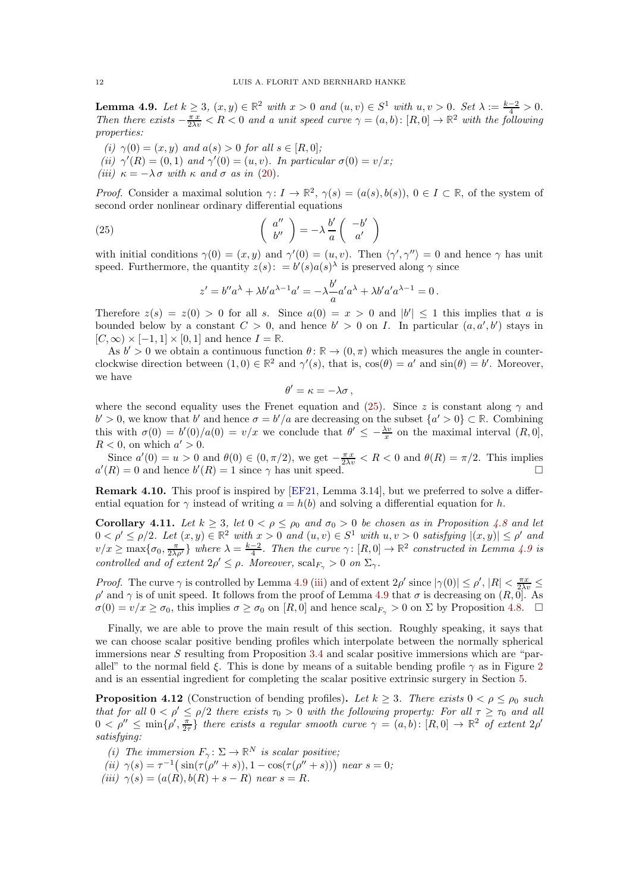**Lemma 4.9.** *Let $k \geq 3$, $(x,y) \in \mathbb{R}^2$ with $x > 0$ and $(u,v) \in S^1$ with $u,v > 0$. Set $\lambda := \frac{k-2}{4} > 0$. Then there exists $-\frac{\pi x}{2\lambda v} < R < 0$ and a unit speed curve $\gamma = (a,b) \colon [R,0] \to \mathbb{R}^2$ with the following properties:*

*(i) $\gamma(0) = (x,y)$ and $a(s) > 0$ for all $s \in [R,0]$;*
*(ii) $\gamma'(R) = (0,1)$ and $\gamma'(0) = (u,v)$. In particular $\sigma(0) = v/x$;*
*(iii) $\kappa = -\lambda\,\sigma$ with $\kappa$ and $\sigma$ as in (20).*

*Proof.* Consider a maximal solution $\gamma \colon I \to \mathbb{R}^2$, $\gamma(s) = (a(s), b(s))$, $0 \in I \subset \mathbb{R}$, of the system of second order nonlinear ordinary differential equations

$$\begin{pmatrix} a'' \\ b'' \end{pmatrix} = -\lambda \frac{b'}{a} \begin{pmatrix} -b' \\ a' \end{pmatrix} \tag{25}$$

with initial conditions $\gamma(0) = (x,y)$ and $\gamma'(0) = (u,v)$. Then $\langle \gamma', \gamma'' \rangle = 0$ and hence $\gamma$ has unit speed. Furthermore, the quantity $z(s) \colon = b'(s) a(s)^\lambda$ is preserved along $\gamma$ since

$$z' = b'' a^\lambda + \lambda b' a^{\lambda-1} a' = -\lambda \frac{b'}{a} a' a^\lambda + \lambda b' a' a^{\lambda-1} = 0\,.$$

Therefore $z(s) = z(0) > 0$ for all $s$. Since $a(0) = x > 0$ and $|b'| \leq 1$ this implies that $a$ is bounded below by a constant $C > 0$, and hence $b' > 0$ on $I$. In particular $(a, a', b')$ stays in $[C, \infty) \times [-1,1] \times [0,1]$ and hence $I = \mathbb{R}$.

As $b' > 0$ we obtain a continuous function $\theta \colon \mathbb{R} \to (0,\pi)$ which measures the angle in counter-clockwise direction between $(1,0) \in \mathbb{R}^2$ and $\gamma'(s)$, that is, $\cos(\theta) = a'$ and $\sin(\theta) = b'$. Moreover, we have

$$\theta' = \kappa = -\lambda \sigma\,,$$

where the second equality uses the Frenet equation and (25). Since $z$ is constant along $\gamma$ and $b' > 0$, we know that $b'$ and hence $\sigma = b'/a$ are decreasing on the subset $\{a' > 0\} \subset \mathbb{R}$. Combining this with $\sigma(0) = b'(0)/a(0) = v/x$ we conclude that $\theta' \leq -\frac{\lambda v}{x}$ on the maximal interval $(R, 0]$, $R < 0$, on which $a' > 0$.

Since $a'(0) = u > 0$ and $\theta(0) \in (0, \pi/2)$, we get $-\frac{\pi x}{2\lambda v} < R < 0$ and $\theta(R) = \pi/2$. This implies $a'(R) = 0$ and hence $b'(R) = 1$ since $\gamma$ has unit speed. $\square$

**Remark 4.10.** This proof is inspired by [EF21, Lemma 3.14], but we preferred to solve a differential equation for $\gamma$ instead of writing $a = h(b)$ and solving a differential equation for $h$.

**Corollary 4.11.** *Let $k \geq 3$, let $0 < \rho \leq \rho_0$ and $\sigma_0 > 0$ be chosen as in Proposition 4.8 and let $0 < \rho' \leq \rho/2$. Let $(x,y) \in \mathbb{R}^2$ with $x > 0$ and $(u,v) \in S^1$ with $u,v > 0$ satisfying $|(x,y)| \leq \rho'$ and $v/x \geq \max\{\sigma_0, \frac{\pi}{2\lambda\rho'}\}$ where $\lambda = \frac{k-2}{4}$. Then the curve $\gamma \colon [R,0] \to \mathbb{R}^2$ constructed in Lemma 4.9 is controlled and of extent $2\rho' \leq \rho$. Moreover, $\mathrm{scal}_{F_\gamma} > 0$ on $\Sigma_\gamma$.*

*Proof.* The curve $\gamma$ is controlled by Lemma 4.9 (iii) and of extent $2\rho'$ since $|\gamma(0)| \leq \rho'$, $|R| < \frac{\pi x}{2\lambda v} \leq \rho'$ and $\gamma$ is of unit speed. It follows from the proof of Lemma 4.9 that $\sigma$ is decreasing on $(R, 0]$. As $\sigma(0) = v/x \geq \sigma_0$, this implies $\sigma \geq \sigma_0$ on $[R,0]$ and hence $\mathrm{scal}_{F_\gamma} > 0$ on $\Sigma$ by Proposition 4.8. $\square$

Finally, we are able to prove the main result of this section. Roughly speaking, it says that we can choose scalar positive bending profiles which interpolate between the normally spherical immersions near $S$ resulting from Proposition 3.4 and scalar positive immersions which are "parallel" to the normal field $\xi$. This is done by means of a suitable bending profile $\gamma$ as in Figure 2 and is an essential ingredient for completing the scalar positive extrinsic surgery in Section 5.

**Proposition 4.12** (Construction of bending profiles). *Let $k \geq 3$. There exists $0 < \rho \leq \rho_0$ such that for all $0 < \rho' \leq \rho/2$ there exists $\tau_0 > 0$ with the following property: For all $\tau \geq \tau_0$ and all $0 < \rho'' \leq \min\{\rho', \frac{\pi}{2\tau}\}$ there exists a regular smooth curve $\gamma = (a,b) \colon [R,0] \to \mathbb{R}^2$ of extent $2\rho'$ satisfying:*

*(i) The immersion $F_\gamma \colon \Sigma \to \mathbb{R}^N$ is scalar positive;*
*(ii) $\gamma(s) = \tau^{-1}\big(\sin(\tau(\rho'' + s)), 1 - \cos(\tau(\rho'' + s))\big)$ near $s = 0$;*
*(iii) $\gamma(s) = (a(R), b(R) + s - R)$ near $s = R$.*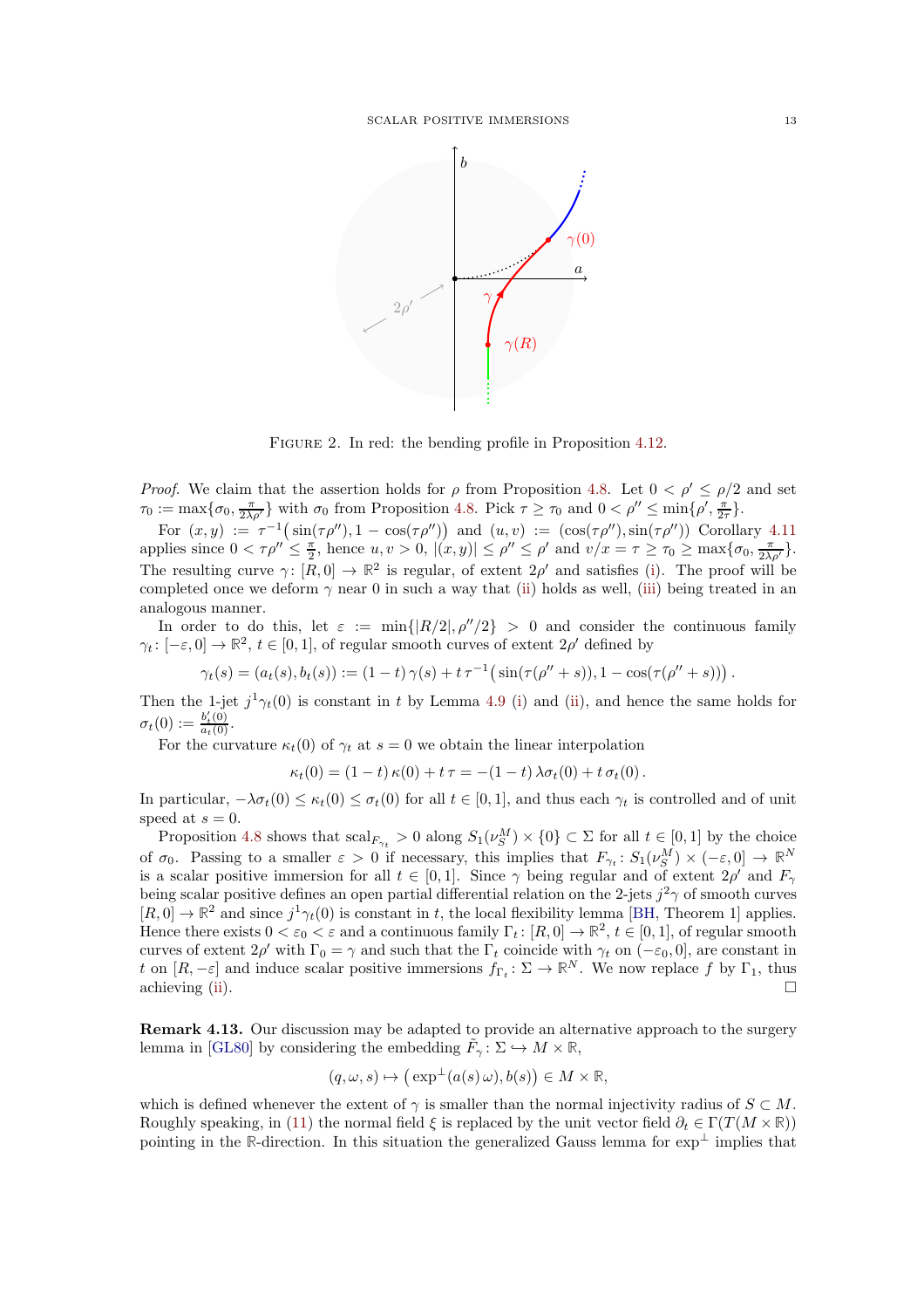Figure 2. In red: the bending profile in Proposition 4.12.

*Proof.* We claim that the assertion holds for $\rho$ from Proposition 4.8. Let $0 < \rho' \le \rho/2$ and set $\tau_0 := \max\{\sigma_0, \frac{\pi}{2\lambda\rho'}\}$ with $\sigma_0$ from Proposition 4.8. Pick $\tau \ge \tau_0$ and $0 < \rho'' \le \min\{\rho', \frac{\pi}{2\tau}\}$.

For $(x, y) := \tau^{-1}\big(\sin(\tau\rho''), 1 - \cos(\tau\rho'')\big)$ and $(u, v) := (\cos(\tau\rho''), \sin(\tau\rho''))$ Corollary 4.11 applies since $0 < \tau\rho'' \le \frac{\pi}{2}$, hence $u, v > 0$, $|(x, y)| \le \rho'' \le \rho'$ and $v/x = \tau \ge \tau_0 \ge \max\{\sigma_0, \frac{\pi}{2\lambda\rho'}\}$. The resulting curve $\gamma\colon [R, 0] \to \mathbb{R}^2$ is regular, of extent $2\rho'$ and satisfies (i). The proof will be completed once we deform $\gamma$ near 0 in such a way that (ii) holds as well, (iii) being treated in an analogous manner.

In order to do this, let $\varepsilon := \min\{|R/2|, \rho''/2\} > 0$ and consider the continuous family $\gamma_t\colon [-\varepsilon, 0] \to \mathbb{R}^2$, $t \in [0, 1]$, of regular smooth curves of extent $2\rho'$ defined by

$$\gamma_t(s) = (a_t(s), b_t(s)) := (1 - t)\,\gamma(s) + t\,\tau^{-1}\big(\sin(\tau(\rho'' + s)), 1 - \cos(\tau(\rho'' + s))\big)\,.$$

Then the 1-jet $j^1\gamma_t(0)$ is constant in $t$ by Lemma 4.9 (i) and (ii), and hence the same holds for $\sigma_t(0) := \frac{b_t'(0)}{a_t(0)}$.

For the curvature $\kappa_t(0)$ of $\gamma_t$ at $s = 0$ we obtain the linear interpolation

$$\kappa_t(0) = (1 - t)\,\kappa(0) + t\,\tau = -(1 - t)\,\lambda\sigma_t(0) + t\,\sigma_t(0)\,.$$

In particular, $-\lambda\sigma_t(0) \le \kappa_t(0) \le \sigma_t(0)$ for all $t \in [0, 1]$, and thus each $\gamma_t$ is controlled and of unit speed at $s = 0$.

Proposition 4.8 shows that $\mathrm{scal}_{F_{\gamma_t}} > 0$ along $S_1(\nu_S^M) \times \{0\} \subset \Sigma$ for all $t \in [0, 1]$ by the choice of $\sigma_0$. Passing to a smaller $\varepsilon > 0$ if necessary, this implies that $F_{\gamma_t}\colon S_1(\nu_S^M) \times (-\varepsilon, 0] \to \mathbb{R}^N$ is a scalar positive immersion for all $t \in [0, 1]$. Since $\gamma$ being regular and of extent $2\rho'$ and $F_\gamma$ being scalar positive defines an open partial differential relation on the 2-jets $j^2\gamma$ of smooth curves $[R, 0] \to \mathbb{R}^2$ and since $j^1\gamma_t(0)$ is constant in $t$, the local flexibility lemma [BH, Theorem 1] applies. Hence there exists $0 < \varepsilon_0 < \varepsilon$ and a continuous family $\Gamma_t\colon [R, 0] \to \mathbb{R}^2$, $t \in [0, 1]$, of regular smooth curves of extent $2\rho'$ with $\Gamma_0 = \gamma$ and such that the $\Gamma_t$ coincide with $\gamma_t$ on $(-\varepsilon_0, 0]$, are constant in $t$ on $[R, -\varepsilon]$ and induce scalar positive immersions $f_{\Gamma_t}\colon \Sigma \to \mathbb{R}^N$. We now replace $f$ by $\Gamma_1$, thus achieving (ii). $\square$

**Remark 4.13.** Our discussion may be adapted to provide an alternative approach to the surgery lemma in [GL80] by considering the embedding $\tilde{F}_\gamma\colon \Sigma \hookrightarrow M \times \mathbb{R}$,

$$(q, \omega, s) \mapsto \big(\exp^\perp(a(s)\,\omega), b(s)\big) \in M \times \mathbb{R},$$

which is defined whenever the extent of $\gamma$ is smaller than the normal injectivity radius of $S \subset M$. Roughly speaking, in (11) the normal field $\xi$ is replaced by the unit vector field $\partial_t \in \Gamma(T(M \times \mathbb{R}))$ pointing in the $\mathbb{R}$-direction. In this situation the generalized Gauss lemma for $\exp^\perp$ implies that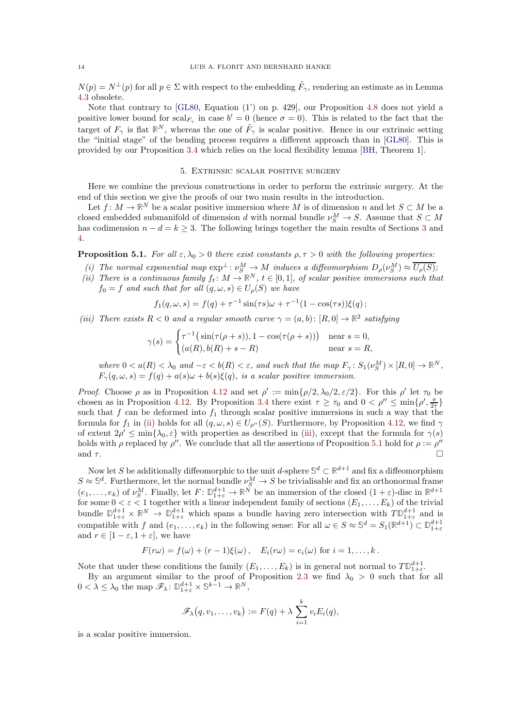$N(p) = N^{\perp}(p)$ for all $p \in \Sigma$ with respect to the embedding $\tilde{F}_\gamma$, rendering an estimate as in Lemma 4.3 obsolete.

Note that contrary to [GL80, Equation (1') on p. 429], our Proposition 4.8 does not yield a positive lower bound for $\mathrm{scal}_{F_\gamma}$ in case $b' = 0$ (hence $\sigma = 0$). This is related to the fact that the target of $F_\gamma$ is flat $\mathbb{R}^N$, whereas the one of $\tilde{F}_\gamma$ is scalar positive. Hence in our extrinsic setting the "initial stage" of the bending process requires a different approach than in [GL80]. This is provided by our Proposition 3.4 which relies on the local flexibility lemma [BH, Theorem 1].

## 5. Extrinsic scalar positive surgery

Here we combine the previous constructions in order to perform the extrinsic surgery. At the end of this section we give the proofs of our two main results in the introduction.

Let $f\colon M \to \mathbb{R}^N$ be a scalar positive immersion where $M$ is of dimension $n$ and let $S \subset M$ be a closed embedded submanifold of dimension $d$ with normal bundle $\nu_S^M \to S$. Assume that $S \subset M$ has codimension $n - d = k \geq 3$. The following brings together the main results of Sections 3 and 4.

**Proposition 5.1.** *For all $\varepsilon, \lambda_0 > 0$ there exist constants $\rho, \tau > 0$ with the following properties:*

*(i) The normal exponential map $\exp^\perp\colon \nu_S^M \to M$ induces a diffeomorphism $D_\rho(\nu_S^M) \approx \overline{U_\rho(S)}$;*

*(ii) There is a continuous family $f_t\colon M \to \mathbb{R}^N$, $t \in [0,1]$, of scalar positive immersions such that $f_0 = f$ and such that for all $(q, \omega, s) \in U_\rho(S)$ we have*

$$f_1(q, \omega, s) = f(q) + \tau^{-1}\sin(\tau s)\omega + \tau^{-1}(1 - \cos(\tau s))\xi(q)\,;$$

*(iii) There exists $R < 0$ and a regular smooth curve $\gamma = (a, b)\colon [R, 0] \to \mathbb{R}^2$ satisfying*

$$\gamma(s) = \begin{cases} \tau^{-1}\big(\sin(\tau(\rho + s)), 1 - \cos(\tau(\rho + s))\big) & \text{near s} = 0, \\ (a(R), b(R) + s - R) & \text{near } s = R, \end{cases}$$

*where $0 < a(R) < \lambda_0$ and $-\varepsilon < b(R) < \varepsilon$, and such that the map $F_\gamma\colon S_1(\nu_S^M) \times [R, 0] \to \mathbb{R}^N$, $F_\gamma(q, \omega, s) = f(q) + a(s)\omega + b(s)\xi(q)$, is a scalar positive immersion.*

*Proof.* Choose $\rho$ as in Proposition 4.12 and set $\rho' := \min\{\rho/2, \lambda_0/2, \varepsilon/2\}$. For this $\rho'$ let $\tau_0$ be chosen as in Proposition 4.12. By Proposition 3.4 there exist $\tau \geq \tau_0$ and $0 < \rho'' \leq \min\{\rho', \frac{\pi}{2\tau}\}$ such that $f$ can be deformed into $f_1$ through scalar positive immersions in such a way that the formula for $f_1$ in (ii) holds for all $(q, \omega, s) \in U_{\rho''}(S)$. Furthermore, by Proposition 4.12, we find $\gamma$ of extent $2\rho' \leq \min\{\lambda_0, \varepsilon\}$ with properties as described in (iii), except that the formula for $\gamma(s)$ holds with $\rho$ replaced by $\rho''$. We conclude that all the assertions of Proposition 5.1 hold for $\rho := \rho''$ and $\tau$. $\square$

Now let $S$ be additionally diffeomorphic to the unit $d$-sphere $\mathbb{S}^d \subset \mathbb{R}^{d+1}$ and fix a diffeomorphism $S \approx \mathbb{S}^d$. Furthermore, let the normal bundle $\nu_S^M \to S$ be trivialisable and fix an orthonormal frame $(e_1, \ldots, e_k)$ of $\nu_S^M$. Finally, let $F\colon \mathbb{D}^{d+1}_{1+\varepsilon} \to \mathbb{R}^N$ be an immersion of the closed $(1+\varepsilon)$-disc in $\mathbb{R}^{d+1}$ for some $0 < \varepsilon < 1$ together with a linear independent family of sections $(E_1, \ldots, E_k)$ of the trivial bundle $\mathbb{D}^{d+1}_{1+\varepsilon} \times \mathbb{R}^N \to \mathbb{D}^{d+1}_{1+\varepsilon}$ which spans a bundle having zero intersection with $T\mathbb{D}^{d+1}_{1+\varepsilon}$ and is compatible with $f$ and $(e_1, \ldots, e_k)$ in the following sense: For all $\omega \in S \approx \mathbb{S}^d = S_1(\mathbb{R}^{d+1}) \subset \mathbb{D}^{d+1}_{1+\varepsilon}$ and $r \in [1 - \varepsilon, 1 + \varepsilon]$, we have

$$F(r\omega) = f(\omega) + (r - 1)\xi(\omega)\,, \quad E_i(r\omega) = e_i(\omega) \text{ for } i = 1, \ldots, k\,.$$

Note that under these conditions the family $(E_1, \ldots, E_k)$ is in general not normal to $T\mathbb{D}^{d+1}_{1+\varepsilon}$.

By an argument similar to the proof of Proposition 2.3 we find $\lambda_0 > 0$ such that for all $0 < \lambda \leq \lambda_0$ the map $\mathscr{F}_\lambda\colon \mathbb{D}^{d+1}_{1+\varepsilon} \times \mathbb{S}^{k-1} \to \mathbb{R}^N$,

$$\mathscr{F}_\lambda(q, v_1, \ldots, v_k) := F(q) + \lambda \sum_{i=1}^k v_i E_i(q),$$

is a scalar positive immersion.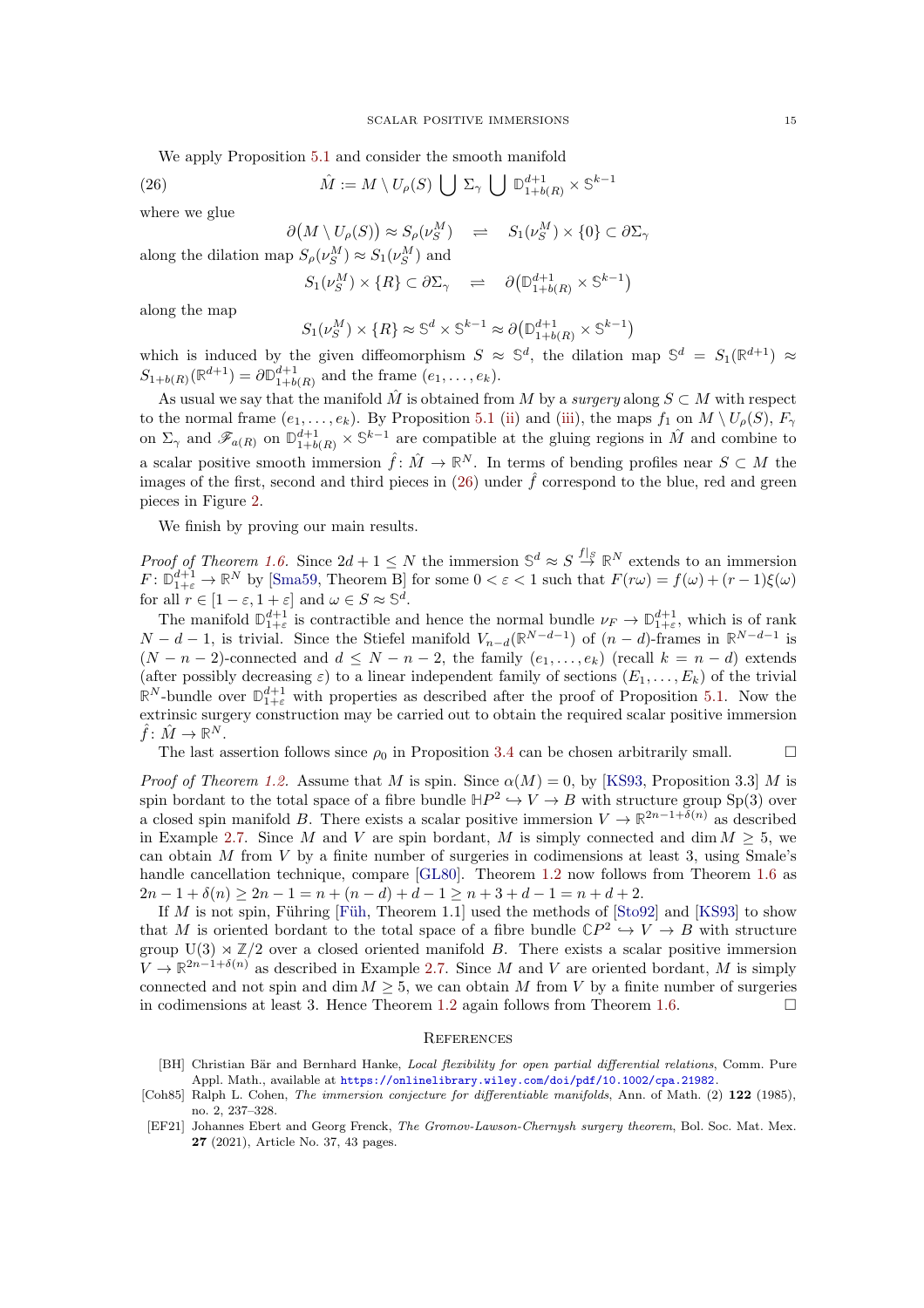We apply Proposition 5.1 and consider the smooth manifold

$$\hat{M} := M \setminus U_\rho(S) \bigcup \Sigma_\gamma \bigcup \mathbb{D}^{d+1}_{1+b(R)} \times \mathbb{S}^{k-1} \tag{26}$$

where we glue

$$\partial\big(M \setminus U_\rho(S)\big) \approx S_\rho(\nu_S^M) \quad \rightleftharpoons \quad S_1(\nu_S^M) \times \{0\} \subset \partial\Sigma_\gamma$$

along the dilation map $S_\rho(\nu_S^M) \approx S_1(\nu_S^M)$ and

$$S_1(\nu_S^M) \times \{R\} \subset \partial\Sigma_\gamma \quad \rightleftharpoons \quad \partial\big(\mathbb{D}^{d+1}_{1+b(R)} \times \mathbb{S}^{k-1}\big)$$

along the map

$$S_1(\nu_S^M) \times \{R\} \approx \mathbb{S}^d \times \mathbb{S}^{k-1} \approx \partial\big(\mathbb{D}^{d+1}_{1+b(R)} \times \mathbb{S}^{k-1}\big)$$

which is induced by the given diffeomorphism $S \approx \mathbb{S}^d$, the dilation map $\mathbb{S}^d = S_1(\mathbb{R}^{d+1}) \approx S_{1+b(R)}(\mathbb{R}^{d+1}) = \partial\mathbb{D}^{d+1}_{1+b(R)}$ and the frame $(e_1, \ldots, e_k)$.

As usual we say that the manifold $\hat{M}$ is obtained from $M$ by a *surgery* along $S \subset M$ with respect to the normal frame $(e_1, \ldots, e_k)$. By Proposition 5.1 (ii) and (iii), the maps $f_1$ on $M \setminus U_\rho(S)$, $F_\gamma$ on $\Sigma_\gamma$ and $\mathscr{F}_{a(R)}$ on $\mathbb{D}^{d+1}_{1+b(R)} \times \mathbb{S}^{k-1}$ are compatible at the gluing regions in $\hat{M}$ and combine to a scalar positive smooth immersion $\hat{f}\colon \hat{M} \to \mathbb{R}^N$. In terms of bending profiles near $S \subset M$ the images of the first, second and third pieces in (26) under $\hat{f}$ correspond to the blue, red and green pieces in Figure 2.

We finish by proving our main results.

*Proof of Theorem 1.6.* Since $2d + 1 \le N$ the immersion $\mathbb{S}^d \approx S \stackrel{f|_S}{\to} \mathbb{R}^N$ extends to an immersion $F\colon \mathbb{D}^{d+1}_{1+\varepsilon} \to \mathbb{R}^N$ by [Sma59, Theorem B] for some $0 < \varepsilon < 1$ such that $F(r\omega) = f(\omega) + (r-1)\xi(\omega)$ for all $r \in [1-\varepsilon, 1+\varepsilon]$ and $\omega \in S \approx \mathbb{S}^d$.

The manifold $\mathbb{D}^{d+1}_{1+\varepsilon}$ is contractible and hence the normal bundle $\nu_F \to \mathbb{D}^{d+1}_{1+\varepsilon}$, which is of rank $N - d - 1$, is trivial. Since the Stiefel manifold $V_{n-d}(\mathbb{R}^{N-d-1})$ of $(n-d)$-frames in $\mathbb{R}^{N-d-1}$ is $(N-n-2)$-connected and $d \le N - n - 2$, the family $(e_1, \ldots, e_k)$ (recall $k = n - d$) extends (after possibly decreasing $\varepsilon$) to a linear independent family of sections $(E_1, \ldots, E_k)$ of the trivial $\mathbb{R}^N$-bundle over $\mathbb{D}^{d+1}_{1+\varepsilon}$ with properties as described after the proof of Proposition 5.1. Now the extrinsic surgery construction may be carried out to obtain the required scalar positive immersion $\hat{f}\colon \hat{M} \to \mathbb{R}^N$.

The last assertion follows since $\rho_0$ in Proposition 3.4 can be chosen arbitrarily small. $\square$

*Proof of Theorem 1.2.* Assume that $M$ is spin. Since $\alpha(M) = 0$, by [KS93, Proposition 3.3] $M$ is spin bordant to the total space of a fibre bundle $\mathbb{H}P^2 \hookrightarrow V \to B$ with structure group $\mathrm{Sp}(3)$ over a closed spin manifold $B$. There exists a scalar positive immersion $V \to \mathbb{R}^{2n-1+\delta(n)}$ as described in Example 2.7. Since $M$ and $V$ are spin bordant, $M$ is simply connected and $\dim M \ge 5$, we can obtain $M$ from $V$ by a finite number of surgeries in codimensions at least 3, using Smale's handle cancellation technique, compare [GL80]. Theorem 1.2 now follows from Theorem 1.6 as $2n - 1 + \delta(n) \ge 2n - 1 = n + (n-d) + d - 1 \ge n + 3 + d - 1 = n + d + 2$.

If $M$ is not spin, Führing [Füh, Theorem 1.1] used the methods of [Sto92] and [KS93] to show that $M$ is oriented bordant to the total space of a fibre bundle $\mathbb{C}P^2 \hookrightarrow V \to B$ with structure group $\mathrm{U}(3) \rtimes \mathbb{Z}/2$ over a closed oriented manifold $B$. There exists a scalar positive immersion $V \to \mathbb{R}^{2n-1+\delta(n)}$ as described in Example 2.7. Since $M$ and $V$ are oriented bordant, $M$ is simply connected and not spin and $\dim M \ge 5$, we can obtain $M$ from $V$ by a finite number of surgeries in codimensions at least 3. Hence Theorem 1.2 again follows from Theorem 1.6. $\square$

## References

[BH] Christian Bär and Bernhard Hanke, *Local flexibility for open partial differential relations*, Comm. Pure Appl. Math., available at https://onlinelibrary.wiley.com/doi/pdf/10.1002/cpa.21982.

[Coh85] Ralph L. Cohen, *The immersion conjecture for differentiable manifolds*, Ann. of Math. (2) **122** (1985), no. 2, 237–328.

[EF21] Johannes Ebert and Georg Frenck, *The Gromov-Lawson-Chernysh surgery theorem*, Bol. Soc. Mat. Mex. **27** (2021), Article No. 37, 43 pages.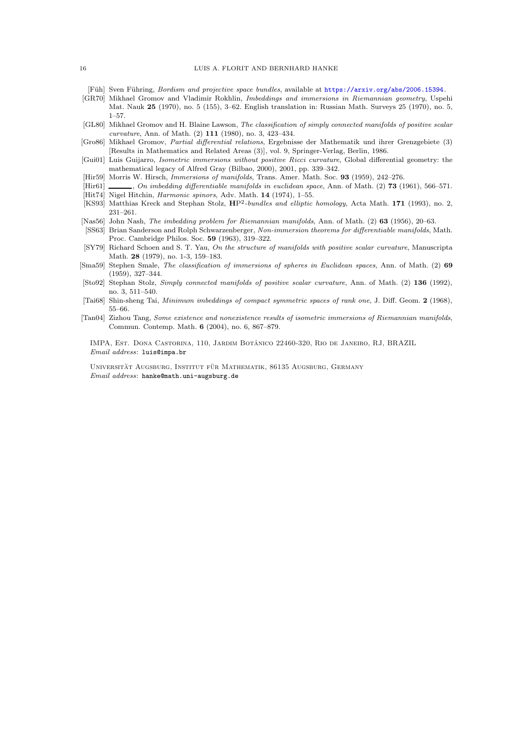[Füh] Sven Führing, *Bordism and projective space bundles*, available at https://arxiv.org/abs/2006.15394.

[GR70] Mikhael Gromov and Vladimir Rokhlin, *Imbeddings and immersions in Riemannian geometry*, Uspehi Mat. Nauk **25** (1970), no. 5 (155), 3–62. English translation in: Russian Math. Surveys 25 (1970), no. 5, 1–57.

[GL80] Mikhael Gromov and H. Blaine Lawson, *The classification of simply connected manifolds of positive scalar curvature*, Ann. of Math. (2) **111** (1980), no. 3, 423–434.

[Gro86] Mikhael Gromov, *Partial differential relations*, Ergebnisse der Mathematik und ihrer Grenzgebiete (3) [Results in Mathematics and Related Areas (3)], vol. 9, Springer-Verlag, Berlin, 1986.

[Gui01] Luis Guijarro, *Isometric immersions without positive Ricci curvature*, Global differential geometry: the mathematical legacy of Alfred Gray (Bilbao, 2000), 2001, pp. 339–342.

[Hir59] Morris W. Hirsch, *Immersions of manifolds*, Trans. Amer. Math. Soc. **93** (1959), 242–276.

[Hir61] ______, *On imbedding differentiable manifolds in euclidean space*, Ann. of Math. (2) **73** (1961), 566–571.

[Hit74] Nigel Hitchin, *Harmonic spinors*, Adv. Math. **14** (1974), 1–55.

[KS93] Matthias Kreck and Stephan Stolz, $\mathbf{H}P^2$*-bundles and elliptic homology*, Acta Math. **171** (1993), no. 2, 231–261.

[Nas56] John Nash, *The imbedding problem for Riemannian manifolds*, Ann. of Math. (2) **63** (1956), 20–63.

[SS63] Brian Sanderson and Rolph Schwarzenberger, *Non-immersion theorems for differentiable manifolds*, Math. Proc. Cambridge Philos. Soc. **59** (1963), 319–322.

[SY79] Richard Schoen and S. T. Yau, *On the structure of manifolds with positive scalar curvature*, Manuscripta Math. **28** (1979), no. 1-3, 159–183.

[Sma59] Stephen Smale, *The classification of immersions of spheres in Euclidean spaces*, Ann. of Math. (2) **69** (1959), 327–344.

[Sto92] Stephan Stolz, *Simply connected manifolds of positive scalar curvature*, Ann. of Math. (2) **136** (1992), no. 3, 511–540.

[Tai68] Shin-sheng Tai, *Minimum imbeddings of compact symmetric spaces of rank one*, J. Diff. Geom. **2** (1968), 55–66.

[Tan04] Zizhou Tang, *Some existence and nonexistence results of isometric immersions of Riemannian manifolds*, Commun. Contemp. Math. **6** (2004), no. 6, 867–879.

IMPA, Est. Dona Castorina, 110, Jardim Botânico 22460-320, Rio de Janeiro, RJ, BRAZIL
*Email address*: luis@impa.br

Universität Augsburg, Institut für Mathematik, 86135 Augsburg, Germany
*Email address*: hanke@math.uni-augsburg.de